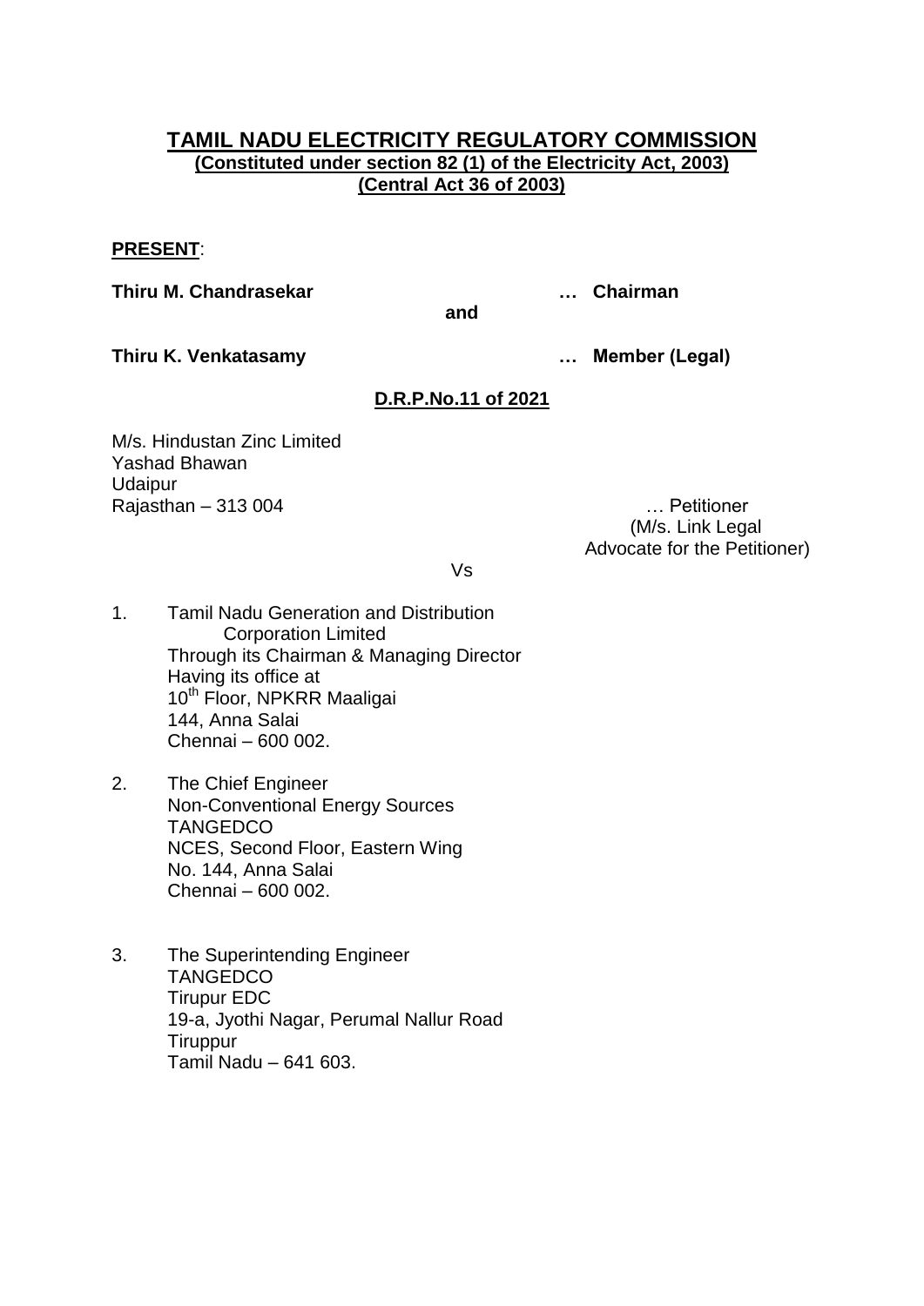# TAMIL NADU ELECTRICITY REGULATORY COMMISSION

**(Constituted under section 82 (1) of the Electricity Act, 2003)**
**(Central Act 36 of 2003)**

**PRESENT**:

**Thiru M. Chandrasekar** … **Chairman**

**and**

**Thiru K. Venkatasamy** … **Member (Legal)**

**D.R.P.No.11 of 2021**

M/s. Hindustan Zinc Limited
Yashad Bhawan
Udaipur
Rajasthan – 313 004 … Petitioner
(M/s. Link Legal
Advocate for the Petitioner)

Vs

1. Tamil Nadu Generation and Distribution
   Corporation Limited
   Through its Chairman & Managing Director
   Having its office at
   10th Floor, NPKRR Maaligai
   144, Anna Salai
   Chennai – 600 002.

2. The Chief Engineer
   Non-Conventional Energy Sources
   TANGEDCO
   NCES, Second Floor, Eastern Wing
   No. 144, Anna Salai
   Chennai – 600 002.

3. The Superintending Engineer
   TANGEDCO
   Tirupur EDC
   19-a, Jyothi Nagar, Perumal Nallur Road
   Tiruppur
   Tamil Nadu – 641 603.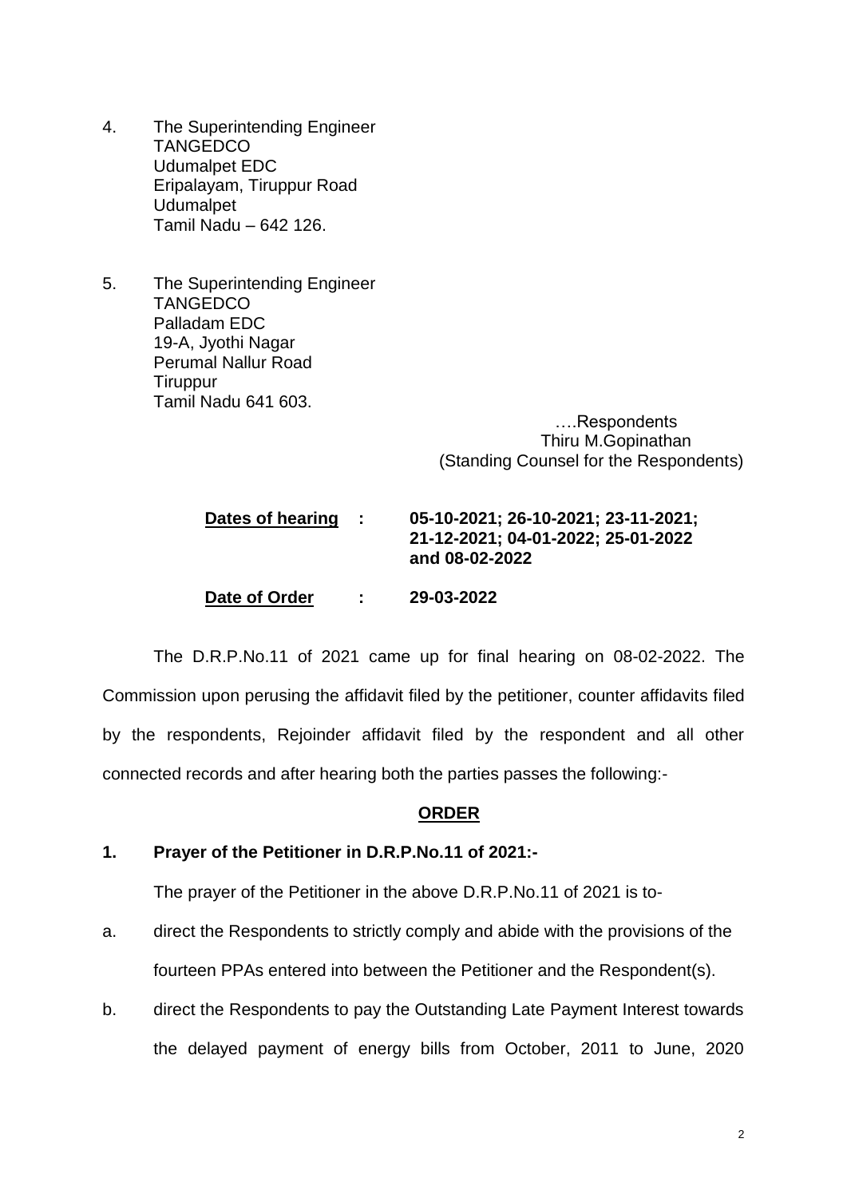4. The Superintending Engineer
   TANGEDCO
   Udumalpet EDC
   Eripalayam, Tiruppur Road
   Udumalpet
   Tamil Nadu – 642 126.

5. The Superintending Engineer
   TANGEDCO
   Palladam EDC
   19-A, Jyothi Nagar
   Perumal Nallur Road
   Tiruppur
   Tamil Nadu 641 603.

….Respondents
Thiru M.Gopinathan
(Standing Counsel for the Respondents)

**Dates of hearing : 05-10-2021; 26-10-2021; 23-11-2021; 21-12-2021; 04-01-2022; 25-01-2022 and 08-02-2022**

**Date of Order : 29-03-2022**

The D.R.P.No.11 of 2021 came up for final hearing on 08-02-2022. The Commission upon perusing the affidavit filed by the petitioner, counter affidavits filed by the respondents, Rejoinder affidavit filed by the respondent and all other connected records and after hearing both the parties passes the following:-

**ORDER**

**1. Prayer of the Petitioner in D.R.P.No.11 of 2021:-**

The prayer of the Petitioner in the above D.R.P.No.11 of 2021 is to-

a. direct the Respondents to strictly comply and abide with the provisions of the fourteen PPAs entered into between the Petitioner and the Respondent(s).

b. direct the Respondents to pay the Outstanding Late Payment Interest towards the delayed payment of energy bills from October, 2011 to June, 2020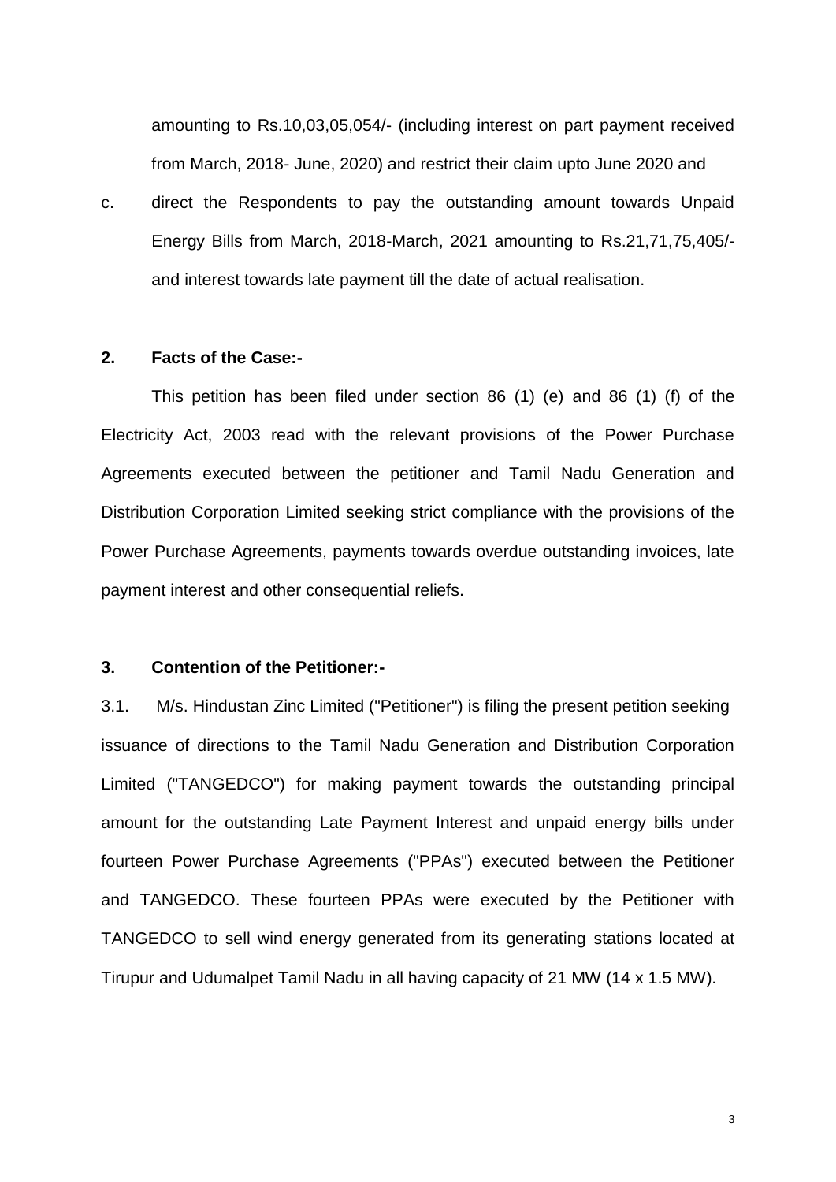amounting to Rs.10,03,05,054/- (including interest on part payment received from March, 2018- June, 2020) and restrict their claim upto June 2020 and

c. direct the Respondents to pay the outstanding amount towards Unpaid Energy Bills from March, 2018-March, 2021 amounting to Rs.21,71,75,405/- and interest towards late payment till the date of actual realisation.

**2. Facts of the Case:-**

This petition has been filed under section 86 (1) (e) and 86 (1) (f) of the Electricity Act, 2003 read with the relevant provisions of the Power Purchase Agreements executed between the petitioner and Tamil Nadu Generation and Distribution Corporation Limited seeking strict compliance with the provisions of the Power Purchase Agreements, payments towards overdue outstanding invoices, late payment interest and other consequential reliefs.

**3. Contention of the Petitioner:-**

3.1. M/s. Hindustan Zinc Limited ("Petitioner") is filing the present petition seeking issuance of directions to the Tamil Nadu Generation and Distribution Corporation Limited ("TANGEDCO") for making payment towards the outstanding principal amount for the outstanding Late Payment Interest and unpaid energy bills under fourteen Power Purchase Agreements ("PPAs") executed between the Petitioner and TANGEDCO. These fourteen PPAs were executed by the Petitioner with TANGEDCO to sell wind energy generated from its generating stations located at Tirupur and Udumalpet Tamil Nadu in all having capacity of 21 MW (14 x 1.5 MW).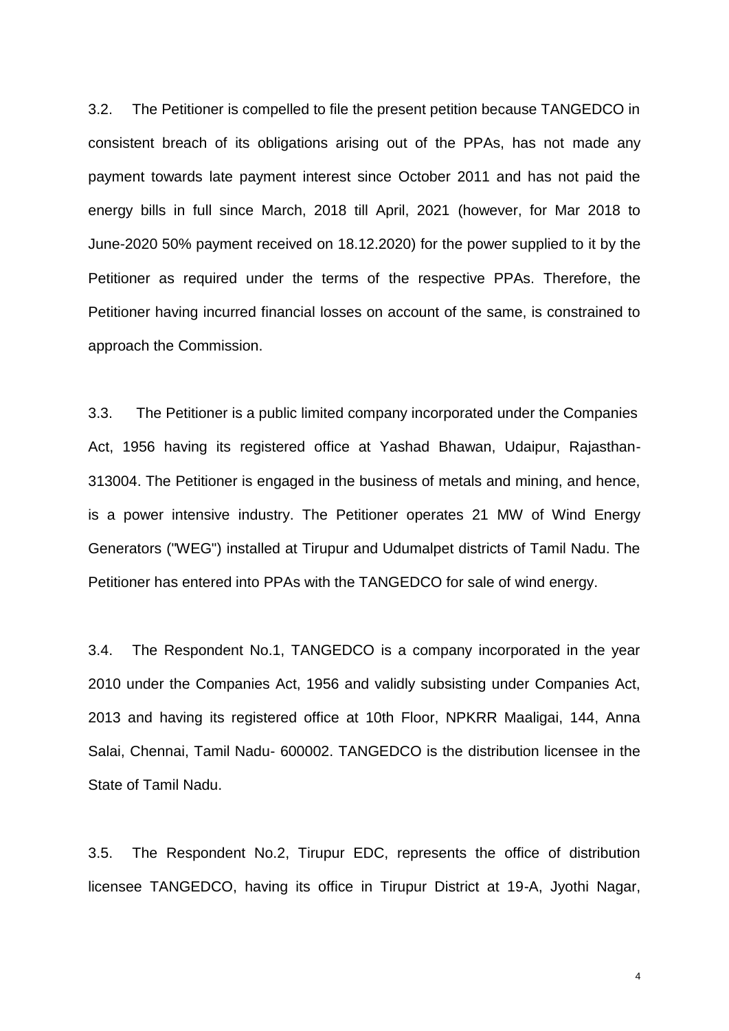3.2. The Petitioner is compelled to file the present petition because TANGEDCO in consistent breach of its obligations arising out of the PPAs, has not made any payment towards late payment interest since October 2011 and has not paid the energy bills in full since March, 2018 till April, 2021 (however, for Mar 2018 to June-2020 50% payment received on 18.12.2020) for the power supplied to it by the Petitioner as required under the terms of the respective PPAs. Therefore, the Petitioner having incurred financial losses on account of the same, is constrained to approach the Commission.

3.3. The Petitioner is a public limited company incorporated under the Companies Act, 1956 having its registered office at Yashad Bhawan, Udaipur, Rajasthan-313004. The Petitioner is engaged in the business of metals and mining, and hence, is a power intensive industry. The Petitioner operates 21 MW of Wind Energy Generators ("WEG") installed at Tirupur and Udumalpet districts of Tamil Nadu. The Petitioner has entered into PPAs with the TANGEDCO for sale of wind energy.

3.4. The Respondent No.1, TANGEDCO is a company incorporated in the year 2010 under the Companies Act, 1956 and validly subsisting under Companies Act, 2013 and having its registered office at 10th Floor, NPKRR Maaligai, 144, Anna Salai, Chennai, Tamil Nadu- 600002. TANGEDCO is the distribution licensee in the State of Tamil Nadu.

3.5. The Respondent No.2, Tirupur EDC, represents the office of distribution licensee TANGEDCO, having its office in Tirupur District at 19-A, Jyothi Nagar,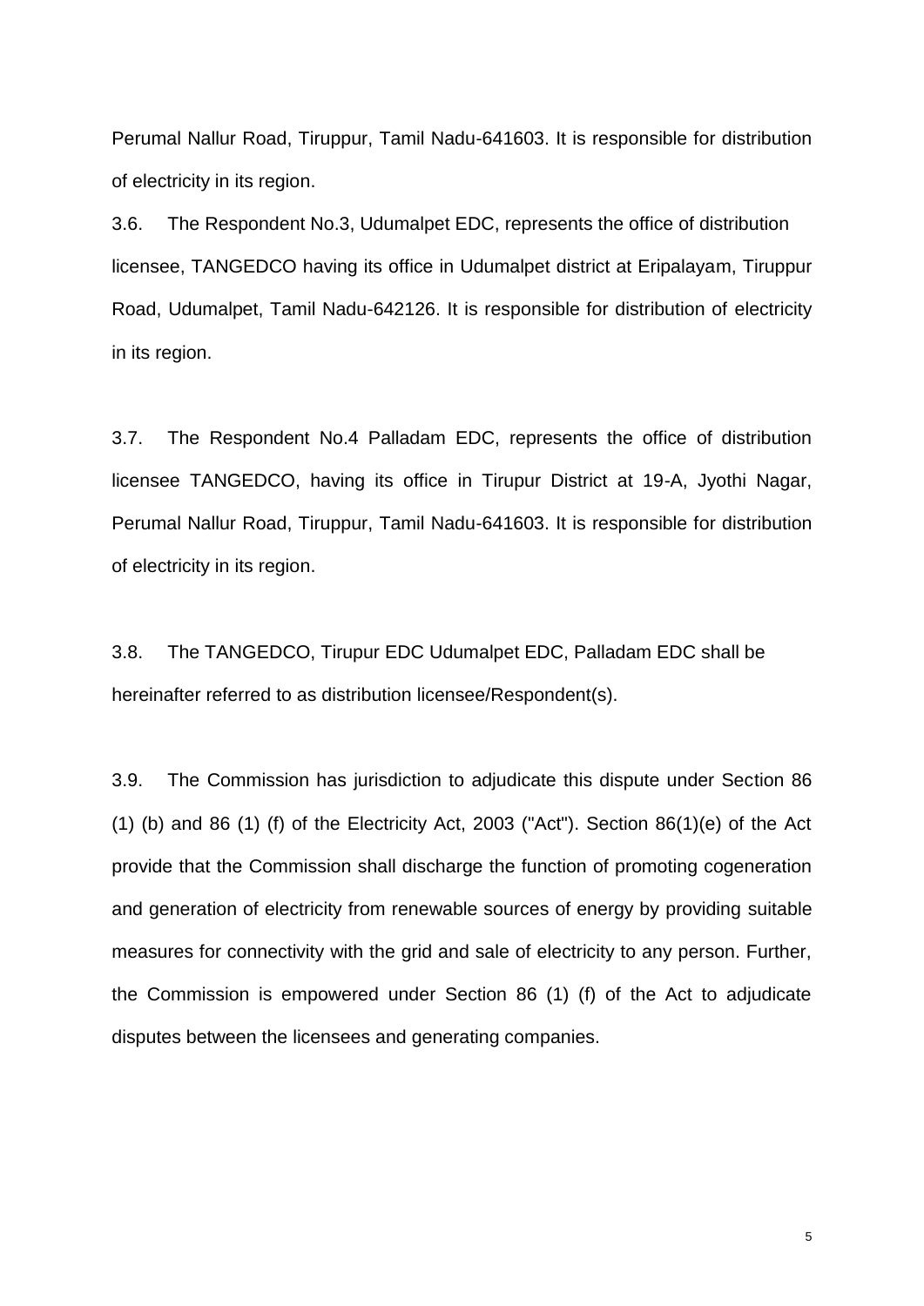Perumal Nallur Road, Tiruppur, Tamil Nadu-641603. It is responsible for distribution of electricity in its region.

3.6. The Respondent No.3, Udumalpet EDC, represents the office of distribution licensee, TANGEDCO having its office in Udumalpet district at Eripalayam, Tiruppur Road, Udumalpet, Tamil Nadu-642126. It is responsible for distribution of electricity in its region.

3.7. The Respondent No.4 Palladam EDC, represents the office of distribution licensee TANGEDCO, having its office in Tirupur District at 19-A, Jyothi Nagar, Perumal Nallur Road, Tiruppur, Tamil Nadu-641603. It is responsible for distribution of electricity in its region.

3.8. The TANGEDCO, Tirupur EDC Udumalpet EDC, Palladam EDC shall be hereinafter referred to as distribution licensee/Respondent(s).

3.9. The Commission has jurisdiction to adjudicate this dispute under Section 86 (1) (b) and 86 (1) (f) of the Electricity Act, 2003 ("Act"). Section 86(1)(e) of the Act provide that the Commission shall discharge the function of promoting cogeneration and generation of electricity from renewable sources of energy by providing suitable measures for connectivity with the grid and sale of electricity to any person. Further, the Commission is empowered under Section 86 (1) (f) of the Act to adjudicate disputes between the licensees and generating companies.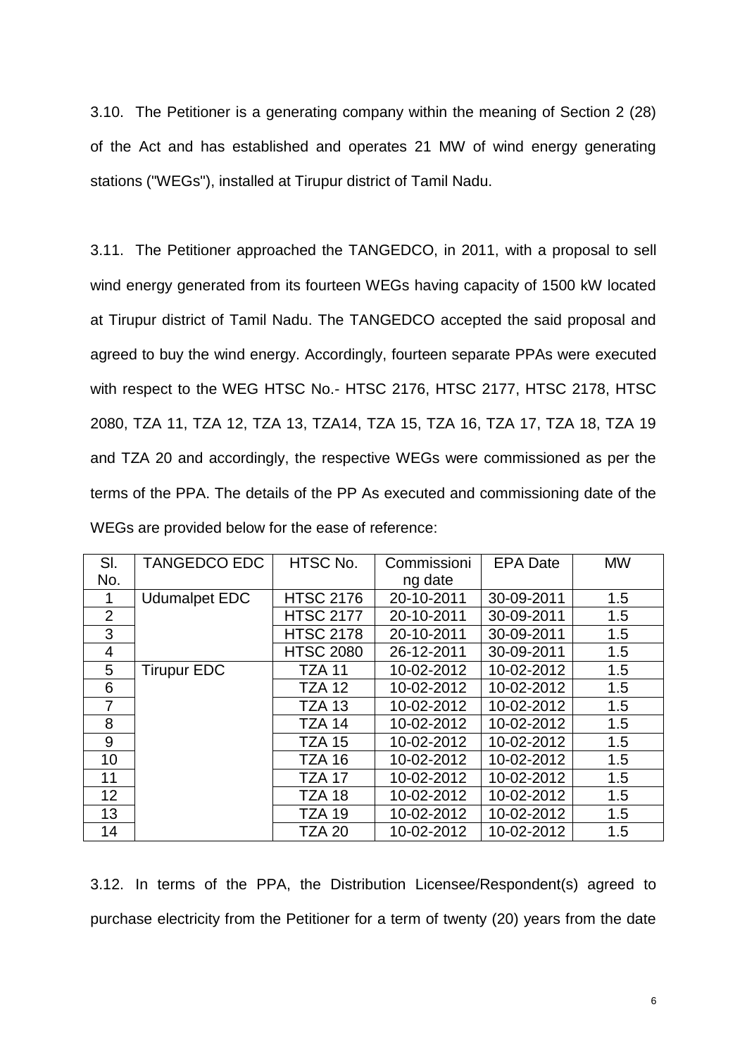3.10. The Petitioner is a generating company within the meaning of Section 2 (28) of the Act and has established and operates 21 MW of wind energy generating stations ("WEGs"), installed at Tirupur district of Tamil Nadu.

3.11. The Petitioner approached the TANGEDCO, in 2011, with a proposal to sell wind energy generated from its fourteen WEGs having capacity of 1500 kW located at Tirupur district of Tamil Nadu. The TANGEDCO accepted the said proposal and agreed to buy the wind energy. Accordingly, fourteen separate PPAs were executed with respect to the WEG HTSC No.- HTSC 2176, HTSC 2177, HTSC 2178, HTSC 2080, TZA 11, TZA 12, TZA 13, TZA14, TZA 15, TZA 16, TZA 17, TZA 18, TZA 19 and TZA 20 and accordingly, the respective WEGs were commissioned as per the terms of the PPA. The details of the PP As executed and commissioning date of the WEGs are provided below for the ease of reference:

| Sl. No. | TANGEDCO EDC | HTSC No. | Commissioning date | EPA Date | MW |
|---|---|---|---|---|---|
| 1 | Udumalpet EDC | HTSC 2176 | 20-10-2011 | 30-09-2011 | 1.5 |
| 2 | | HTSC 2177 | 20-10-2011 | 30-09-2011 | 1.5 |
| 3 | | HTSC 2178 | 20-10-2011 | 30-09-2011 | 1.5 |
| 4 | | HTSC 2080 | 26-12-2011 | 30-09-2011 | 1.5 |
| 5 | Tirupur EDC | TZA 11 | 10-02-2012 | 10-02-2012 | 1.5 |
| 6 | | TZA 12 | 10-02-2012 | 10-02-2012 | 1.5 |
| 7 | | TZA 13 | 10-02-2012 | 10-02-2012 | 1.5 |
| 8 | | TZA 14 | 10-02-2012 | 10-02-2012 | 1.5 |
| 9 | | TZA 15 | 10-02-2012 | 10-02-2012 | 1.5 |
| 10 | | TZA 16 | 10-02-2012 | 10-02-2012 | 1.5 |
| 11 | | TZA 17 | 10-02-2012 | 10-02-2012 | 1.5 |
| 12 | | TZA 18 | 10-02-2012 | 10-02-2012 | 1.5 |
| 13 | | TZA 19 | 10-02-2012 | 10-02-2012 | 1.5 |
| 14 | | TZA 20 | 10-02-2012 | 10-02-2012 | 1.5 |

3.12. In terms of the PPA, the Distribution Licensee/Respondent(s) agreed to purchase electricity from the Petitioner for a term of twenty (20) years from the date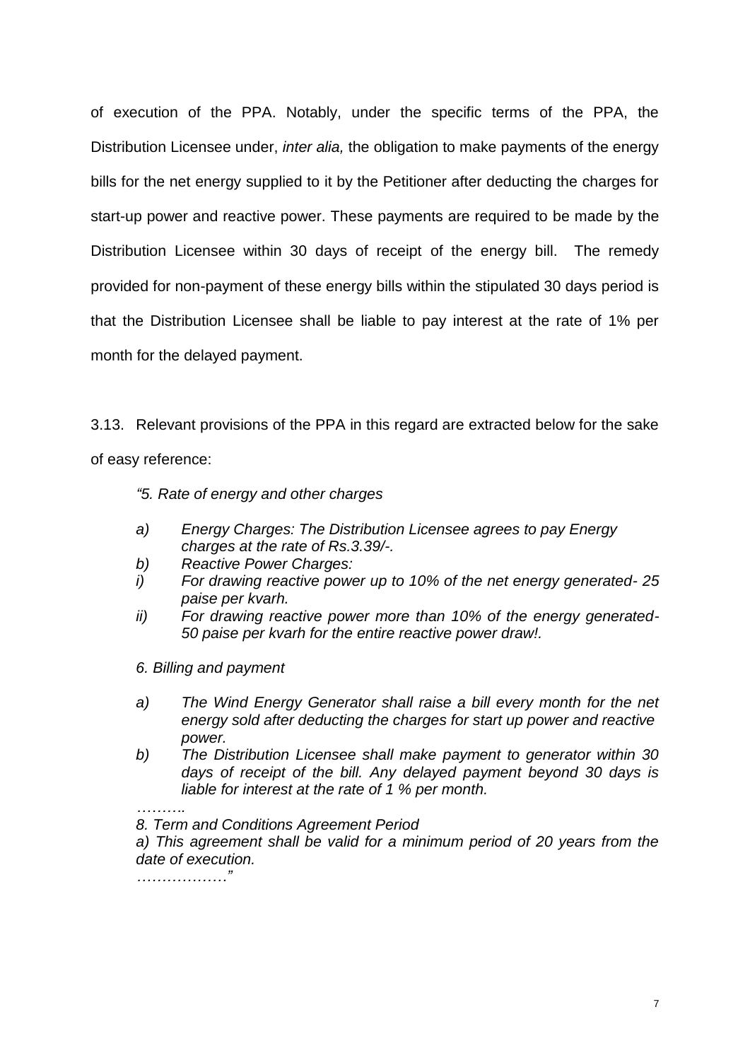of execution of the PPA. Notably, under the specific terms of the PPA, the Distribution Licensee under, *inter alia,* the obligation to make payments of the energy bills for the net energy supplied to it by the Petitioner after deducting the charges for start-up power and reactive power. These payments are required to be made by the Distribution Licensee within 30 days of receipt of the energy bill. The remedy provided for non-payment of these energy bills within the stipulated 30 days period is that the Distribution Licensee shall be liable to pay interest at the rate of 1% per month for the delayed payment.

3.13. Relevant provisions of the PPA in this regard are extracted below for the sake of easy reference:

> *"5. Rate of energy and other charges*
>
> *a) Energy Charges: The Distribution Licensee agrees to pay Energy charges at the rate of Rs.3.39/-.*
>
> *b) Reactive Power Charges:*
>
> *i) For drawing reactive power up to 10% of the net energy generated- 25 paise per kvarh.*
>
> *ii) For drawing reactive power more than 10% of the energy generated- 50 paise per kvarh for the entire reactive power draw!.*
>
> *6. Billing and payment*
>
> *a) The Wind Energy Generator shall raise a bill every month for the net energy sold after deducting the charges for start up power and reactive power.*
>
> *b) The Distribution Licensee shall make payment to generator within 30 days of receipt of the bill. Any delayed payment beyond 30 days is liable for interest at the rate of 1 % per month.*
>
> *……….*
>
> *8. Term and Conditions Agreement Period*
>
> *a) This agreement shall be valid for a minimum period of 20 years from the date of execution.*
>
> *………………"*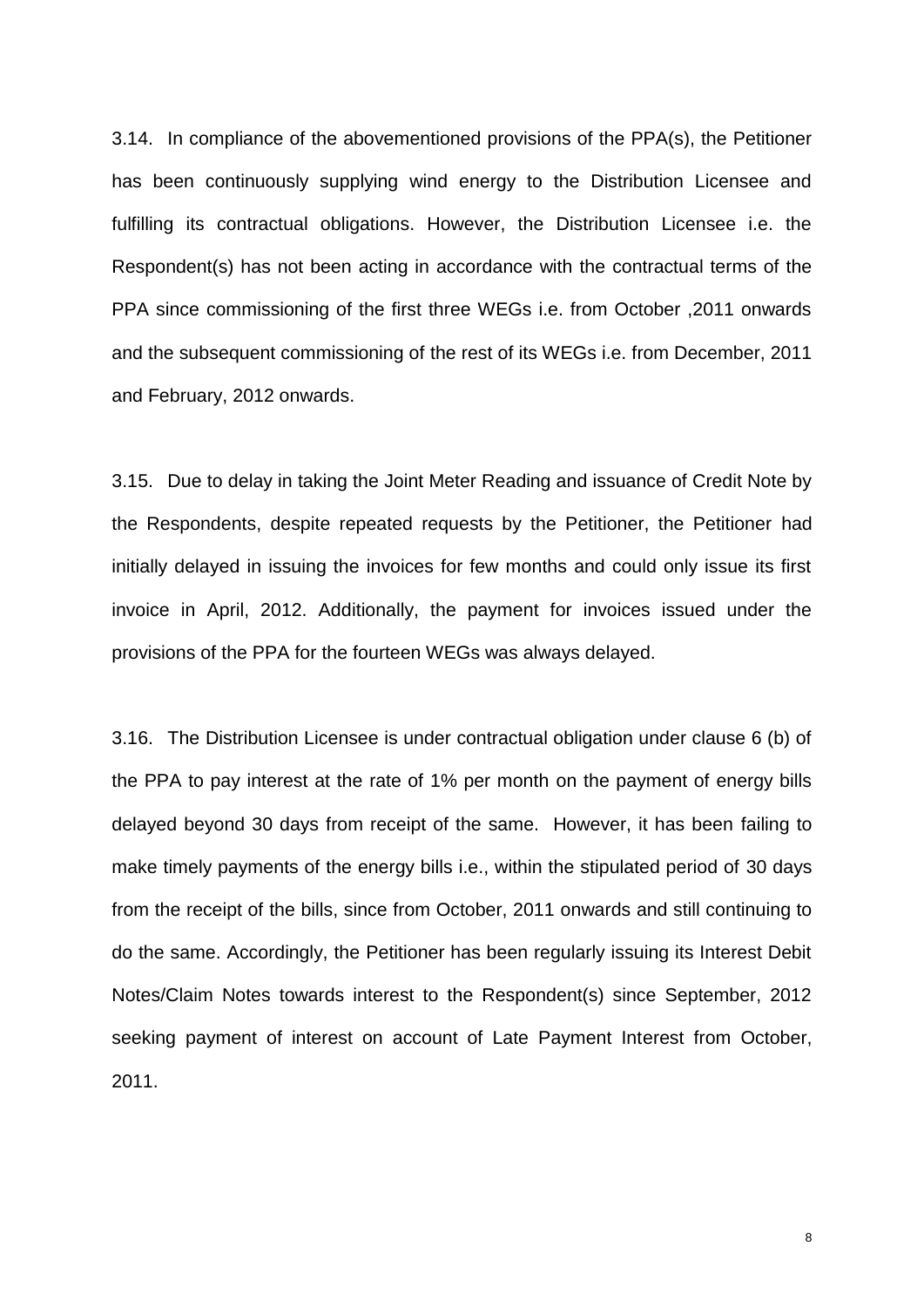3.14. In compliance of the abovementioned provisions of the PPA(s), the Petitioner has been continuously supplying wind energy to the Distribution Licensee and fulfilling its contractual obligations. However, the Distribution Licensee i.e. the Respondent(s) has not been acting in accordance with the contractual terms of the PPA since commissioning of the first three WEGs i.e. from October ,2011 onwards and the subsequent commissioning of the rest of its WEGs i.e. from December, 2011 and February, 2012 onwards.

3.15. Due to delay in taking the Joint Meter Reading and issuance of Credit Note by the Respondents, despite repeated requests by the Petitioner, the Petitioner had initially delayed in issuing the invoices for few months and could only issue its first invoice in April, 2012. Additionally, the payment for invoices issued under the provisions of the PPA for the fourteen WEGs was always delayed.

3.16. The Distribution Licensee is under contractual obligation under clause 6 (b) of the PPA to pay interest at the rate of 1% per month on the payment of energy bills delayed beyond 30 days from receipt of the same. However, it has been failing to make timely payments of the energy bills i.e., within the stipulated period of 30 days from the receipt of the bills, since from October, 2011 onwards and still continuing to do the same. Accordingly, the Petitioner has been regularly issuing its Interest Debit Notes/Claim Notes towards interest to the Respondent(s) since September, 2012 seeking payment of interest on account of Late Payment Interest from October, 2011.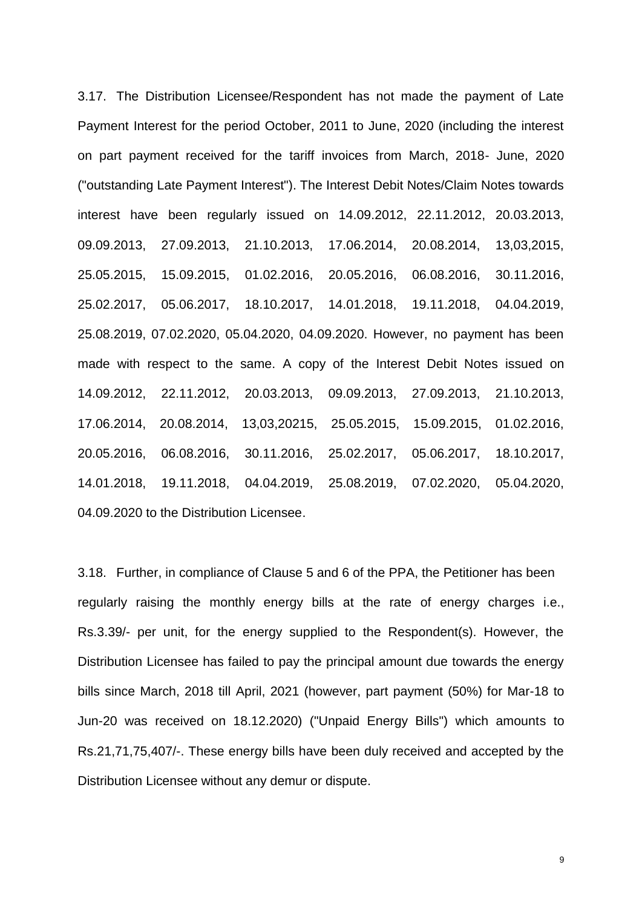3.17. The Distribution Licensee/Respondent has not made the payment of Late Payment Interest for the period October, 2011 to June, 2020 (including the interest on part payment received for the tariff invoices from March, 2018- June, 2020 ("outstanding Late Payment Interest"). The Interest Debit Notes/Claim Notes towards interest have been regularly issued on 14.09.2012, 22.11.2012, 20.03.2013, 09.09.2013, 27.09.2013, 21.10.2013, 17.06.2014, 20.08.2014, 13,03,2015, 25.05.2015, 15.09.2015, 01.02.2016, 20.05.2016, 06.08.2016, 30.11.2016, 25.02.2017, 05.06.2017, 18.10.2017, 14.01.2018, 19.11.2018, 04.04.2019, 25.08.2019, 07.02.2020, 05.04.2020, 04.09.2020. However, no payment has been made with respect to the same. A copy of the Interest Debit Notes issued on 14.09.2012, 22.11.2012, 20.03.2013, 09.09.2013, 27.09.2013, 21.10.2013, 17.06.2014, 20.08.2014, 13,03,20215, 25.05.2015, 15.09.2015, 01.02.2016, 20.05.2016, 06.08.2016, 30.11.2016, 25.02.2017, 05.06.2017, 18.10.2017, 14.01.2018, 19.11.2018, 04.04.2019, 25.08.2019, 07.02.2020, 05.04.2020, 04.09.2020 to the Distribution Licensee.

3.18. Further, in compliance of Clause 5 and 6 of the PPA, the Petitioner has been regularly raising the monthly energy bills at the rate of energy charges i.e., Rs.3.39/- per unit, for the energy supplied to the Respondent(s). However, the Distribution Licensee has failed to pay the principal amount due towards the energy bills since March, 2018 till April, 2021 (however, part payment (50%) for Mar-18 to Jun-20 was received on 18.12.2020) ("Unpaid Energy Bills") which amounts to Rs.21,71,75,407/-. These energy bills have been duly received and accepted by the Distribution Licensee without any demur or dispute.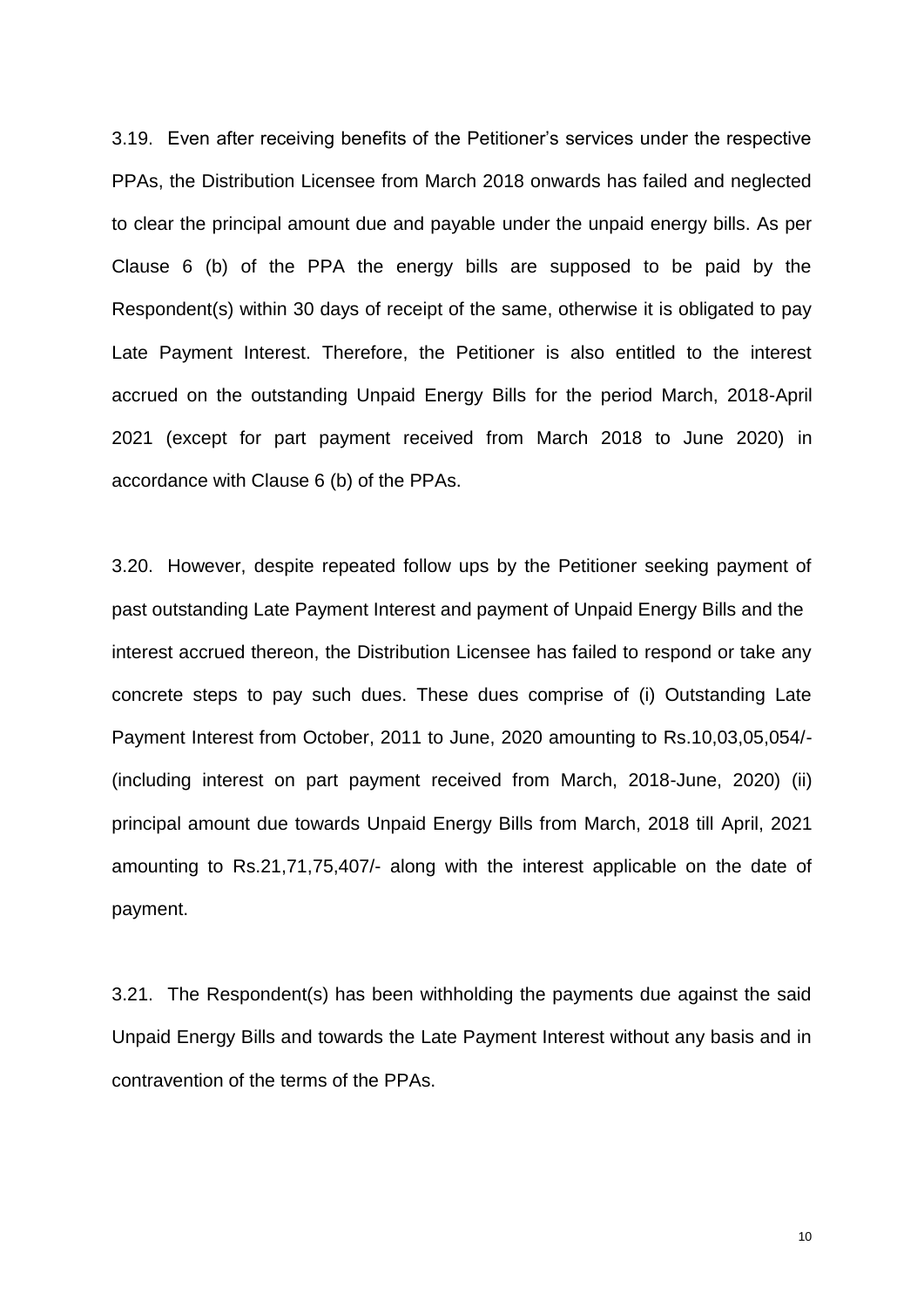3.19. Even after receiving benefits of the Petitioner's services under the respective PPAs, the Distribution Licensee from March 2018 onwards has failed and neglected to clear the principal amount due and payable under the unpaid energy bills. As per Clause 6 (b) of the PPA the energy bills are supposed to be paid by the Respondent(s) within 30 days of receipt of the same, otherwise it is obligated to pay Late Payment Interest. Therefore, the Petitioner is also entitled to the interest accrued on the outstanding Unpaid Energy Bills for the period March, 2018-April 2021 (except for part payment received from March 2018 to June 2020) in accordance with Clause 6 (b) of the PPAs.

3.20. However, despite repeated follow ups by the Petitioner seeking payment of past outstanding Late Payment Interest and payment of Unpaid Energy Bills and the interest accrued thereon, the Distribution Licensee has failed to respond or take any concrete steps to pay such dues. These dues comprise of (i) Outstanding Late Payment Interest from October, 2011 to June, 2020 amounting to Rs.10,03,05,054/- (including interest on part payment received from March, 2018-June, 2020) (ii) principal amount due towards Unpaid Energy Bills from March, 2018 till April, 2021 amounting to Rs.21,71,75,407/- along with the interest applicable on the date of payment.

3.21. The Respondent(s) has been withholding the payments due against the said Unpaid Energy Bills and towards the Late Payment Interest without any basis and in contravention of the terms of the PPAs.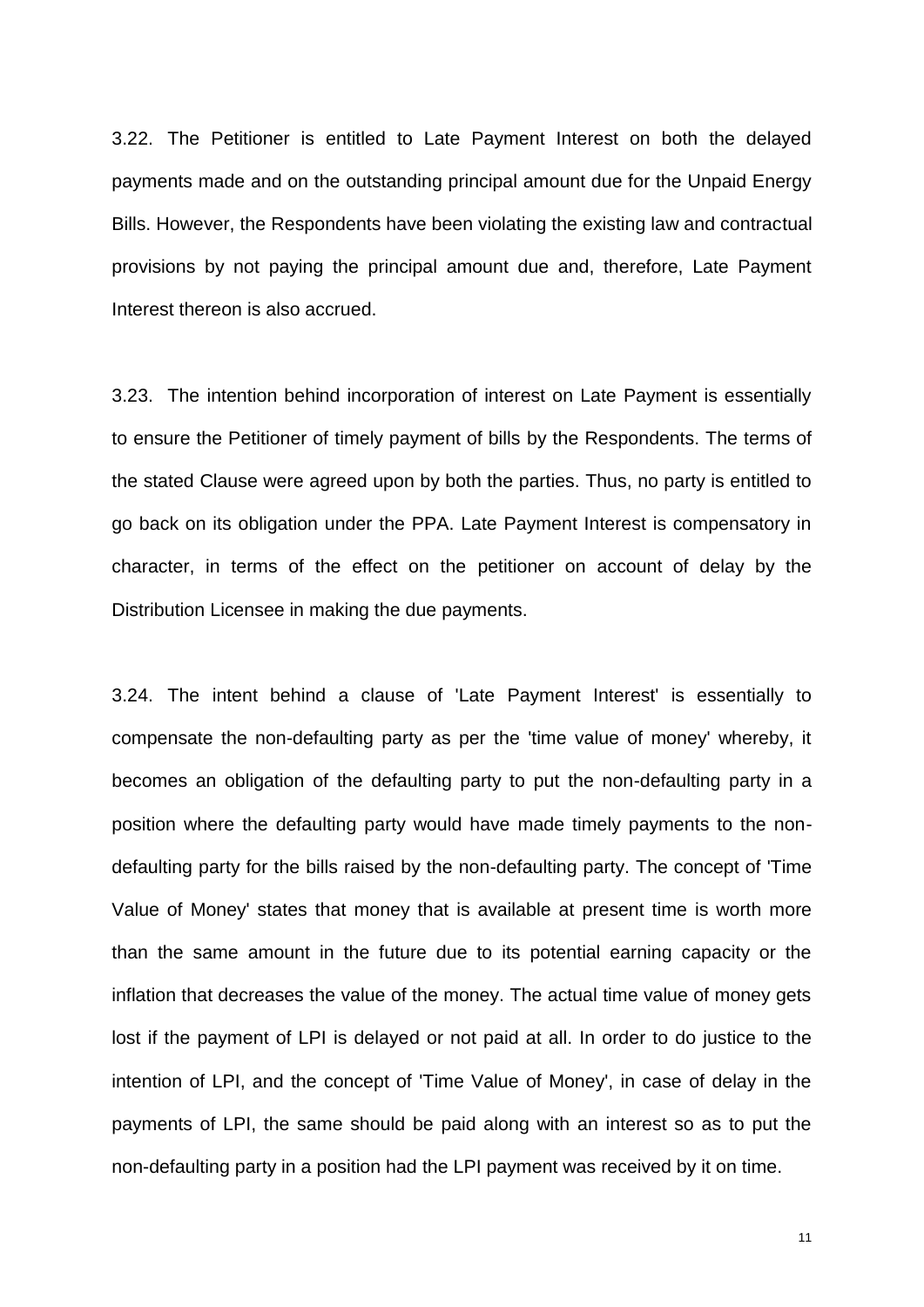3.22. The Petitioner is entitled to Late Payment Interest on both the delayed payments made and on the outstanding principal amount due for the Unpaid Energy Bills. However, the Respondents have been violating the existing law and contractual provisions by not paying the principal amount due and, therefore, Late Payment Interest thereon is also accrued.

3.23. The intention behind incorporation of interest on Late Payment is essentially to ensure the Petitioner of timely payment of bills by the Respondents. The terms of the stated Clause were agreed upon by both the parties. Thus, no party is entitled to go back on its obligation under the PPA. Late Payment Interest is compensatory in character, in terms of the effect on the petitioner on account of delay by the Distribution Licensee in making the due payments.

3.24. The intent behind a clause of 'Late Payment Interest' is essentially to compensate the non-defaulting party as per the 'time value of money' whereby, it becomes an obligation of the defaulting party to put the non-defaulting party in a position where the defaulting party would have made timely payments to the non-defaulting party for the bills raised by the non-defaulting party. The concept of 'Time Value of Money' states that money that is available at present time is worth more than the same amount in the future due to its potential earning capacity or the inflation that decreases the value of the money. The actual time value of money gets lost if the payment of LPI is delayed or not paid at all. In order to do justice to the intention of LPI, and the concept of 'Time Value of Money', in case of delay in the payments of LPI, the same should be paid along with an interest so as to put the non-defaulting party in a position had the LPI payment was received by it on time.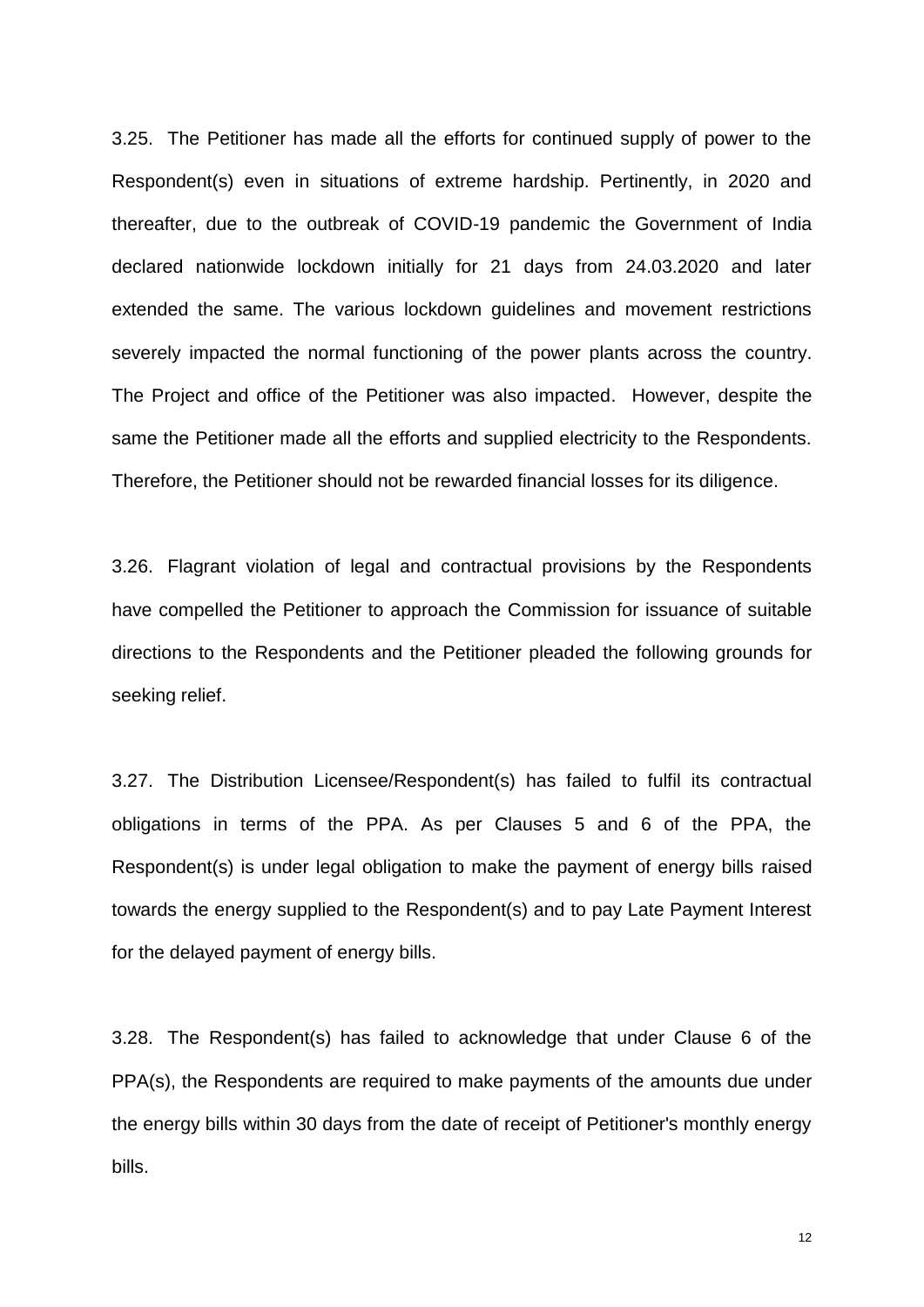3.25. The Petitioner has made all the efforts for continued supply of power to the Respondent(s) even in situations of extreme hardship. Pertinently, in 2020 and thereafter, due to the outbreak of COVID-19 pandemic the Government of India declared nationwide lockdown initially for 21 days from 24.03.2020 and later extended the same. The various lockdown guidelines and movement restrictions severely impacted the normal functioning of the power plants across the country. The Project and office of the Petitioner was also impacted. However, despite the same the Petitioner made all the efforts and supplied electricity to the Respondents. Therefore, the Petitioner should not be rewarded financial losses for its diligence.

3.26. Flagrant violation of legal and contractual provisions by the Respondents have compelled the Petitioner to approach the Commission for issuance of suitable directions to the Respondents and the Petitioner pleaded the following grounds for seeking relief.

3.27. The Distribution Licensee/Respondent(s) has failed to fulfil its contractual obligations in terms of the PPA. As per Clauses 5 and 6 of the PPA, the Respondent(s) is under legal obligation to make the payment of energy bills raised towards the energy supplied to the Respondent(s) and to pay Late Payment Interest for the delayed payment of energy bills.

3.28. The Respondent(s) has failed to acknowledge that under Clause 6 of the PPA(s), the Respondents are required to make payments of the amounts due under the energy bills within 30 days from the date of receipt of Petitioner's monthly energy bills.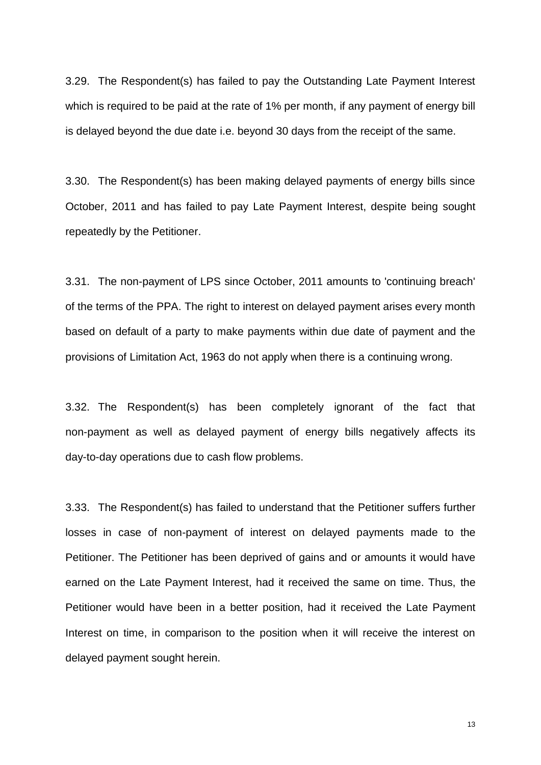3.29. The Respondent(s) has failed to pay the Outstanding Late Payment Interest which is required to be paid at the rate of 1% per month, if any payment of energy bill is delayed beyond the due date i.e. beyond 30 days from the receipt of the same.

3.30. The Respondent(s) has been making delayed payments of energy bills since October, 2011 and has failed to pay Late Payment Interest, despite being sought repeatedly by the Petitioner.

3.31. The non-payment of LPS since October, 2011 amounts to 'continuing breach' of the terms of the PPA. The right to interest on delayed payment arises every month based on default of a party to make payments within due date of payment and the provisions of Limitation Act, 1963 do not apply when there is a continuing wrong.

3.32. The Respondent(s) has been completely ignorant of the fact that non-payment as well as delayed payment of energy bills negatively affects its day-to-day operations due to cash flow problems.

3.33. The Respondent(s) has failed to understand that the Petitioner suffers further losses in case of non-payment of interest on delayed payments made to the Petitioner. The Petitioner has been deprived of gains and or amounts it would have earned on the Late Payment Interest, had it received the same on time. Thus, the Petitioner would have been in a better position, had it received the Late Payment Interest on time, in comparison to the position when it will receive the interest on delayed payment sought herein.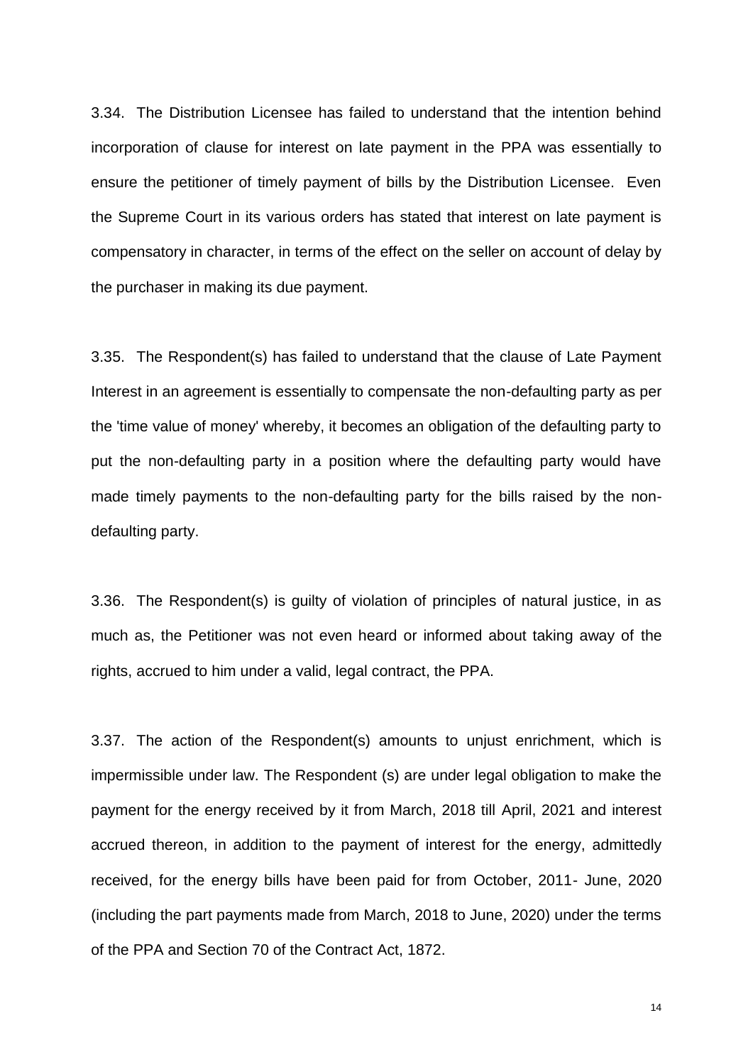3.34. The Distribution Licensee has failed to understand that the intention behind incorporation of clause for interest on late payment in the PPA was essentially to ensure the petitioner of timely payment of bills by the Distribution Licensee. Even the Supreme Court in its various orders has stated that interest on late payment is compensatory in character, in terms of the effect on the seller on account of delay by the purchaser in making its due payment.

3.35. The Respondent(s) has failed to understand that the clause of Late Payment Interest in an agreement is essentially to compensate the non-defaulting party as per the 'time value of money' whereby, it becomes an obligation of the defaulting party to put the non-defaulting party in a position where the defaulting party would have made timely payments to the non-defaulting party for the bills raised by the non-defaulting party.

3.36. The Respondent(s) is guilty of violation of principles of natural justice, in as much as, the Petitioner was not even heard or informed about taking away of the rights, accrued to him under a valid, legal contract, the PPA.

3.37. The action of the Respondent(s) amounts to unjust enrichment, which is impermissible under law. The Respondent (s) are under legal obligation to make the payment for the energy received by it from March, 2018 till April, 2021 and interest accrued thereon, in addition to the payment of interest for the energy, admittedly received, for the energy bills have been paid for from October, 2011- June, 2020 (including the part payments made from March, 2018 to June, 2020) under the terms of the PPA and Section 70 of the Contract Act, 1872.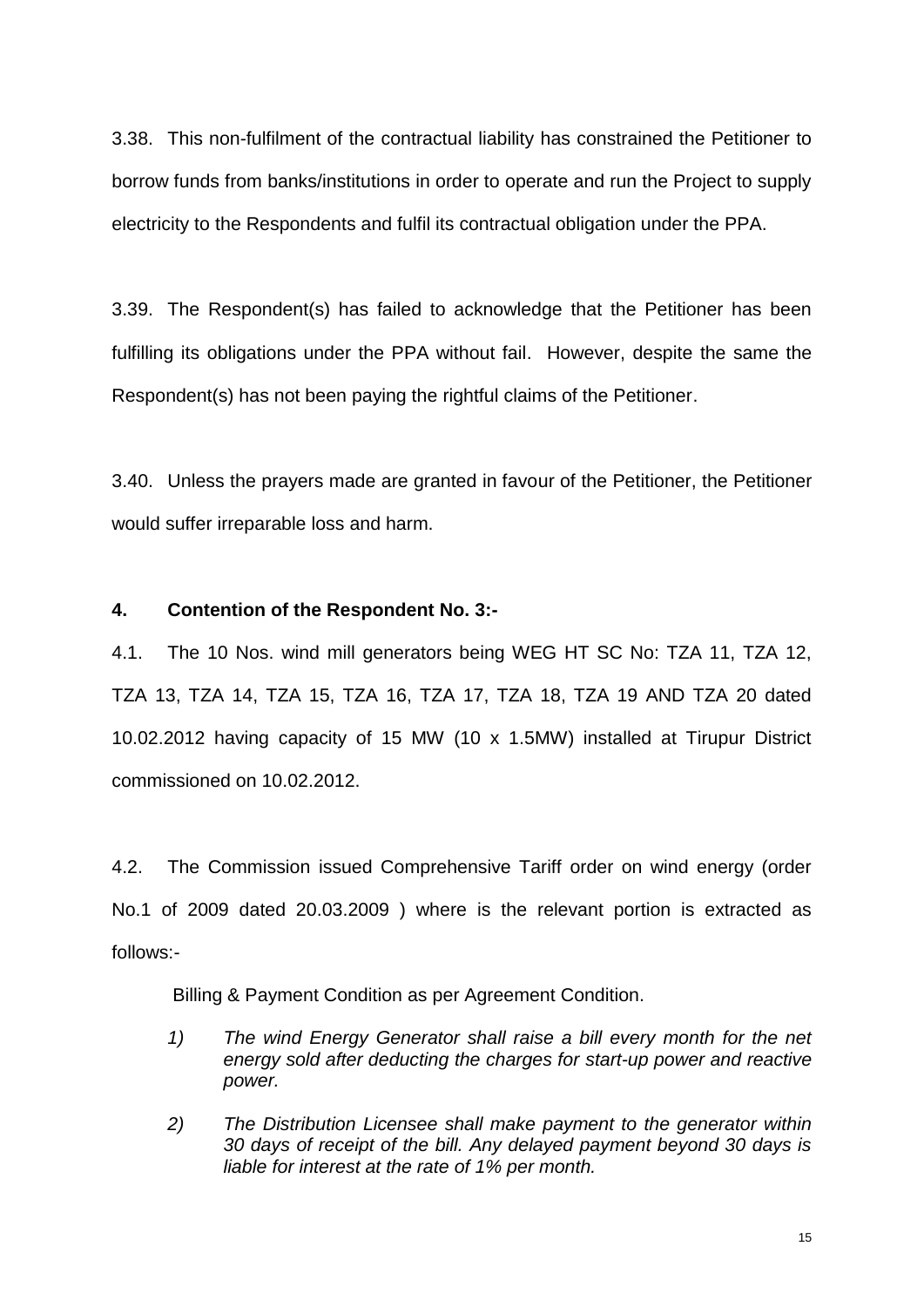3.38. This non-fulfilment of the contractual liability has constrained the Petitioner to borrow funds from banks/institutions in order to operate and run the Project to supply electricity to the Respondents and fulfil its contractual obligation under the PPA.

3.39. The Respondent(s) has failed to acknowledge that the Petitioner has been fulfilling its obligations under the PPA without fail. However, despite the same the Respondent(s) has not been paying the rightful claims of the Petitioner.

3.40. Unless the prayers made are granted in favour of the Petitioner, the Petitioner would suffer irreparable loss and harm.

**4. Contention of the Respondent No. 3:-**

4.1. The 10 Nos. wind mill generators being WEG HT SC No: TZA 11, TZA 12, TZA 13, TZA 14, TZA 15, TZA 16, TZA 17, TZA 18, TZA 19 AND TZA 20 dated 10.02.2012 having capacity of 15 MW (10 x 1.5MW) installed at Tirupur District commissioned on 10.02.2012.

4.2. The Commission issued Comprehensive Tariff order on wind energy (order No.1 of 2009 dated 20.03.2009 ) where is the relevant portion is extracted as follows:-

Billing & Payment Condition as per Agreement Condition.

1) *The wind Energy Generator shall raise a bill every month for the net energy sold after deducting the charges for start-up power and reactive power.*

2) *The Distribution Licensee shall make payment to the generator within 30 days of receipt of the bill. Any delayed payment beyond 30 days is liable for interest at the rate of 1% per month.*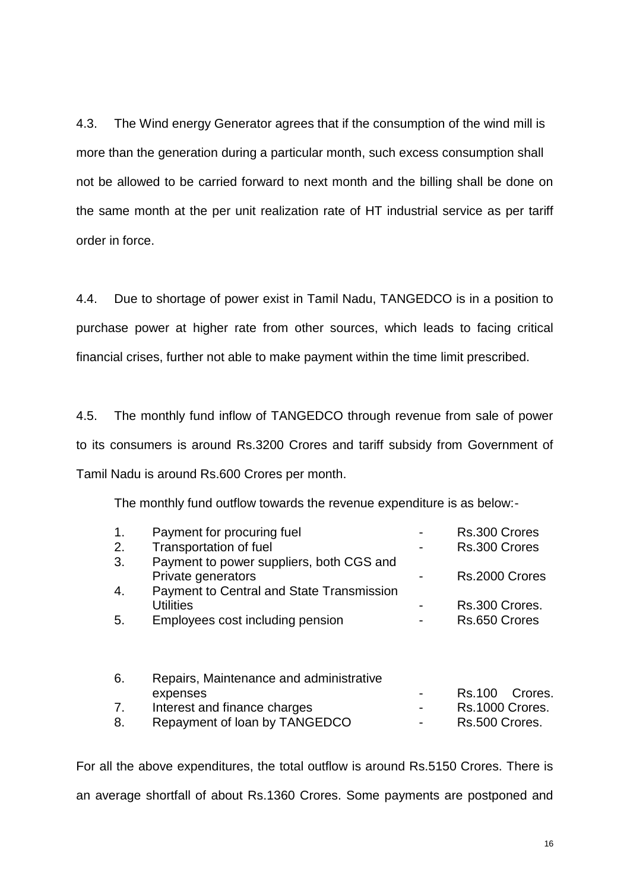4.3. The Wind energy Generator agrees that if the consumption of the wind mill is more than the generation during a particular month, such excess consumption shall not be allowed to be carried forward to next month and the billing shall be done on the same month at the per unit realization rate of HT industrial service as per tariff order in force.

4.4. Due to shortage of power exist in Tamil Nadu, TANGEDCO is in a position to purchase power at higher rate from other sources, which leads to facing critical financial crises, further not able to make payment within the time limit prescribed.

4.5. The monthly fund inflow of TANGEDCO through revenue from sale of power to its consumers is around Rs.3200 Crores and tariff subsidy from Government of Tamil Nadu is around Rs.600 Crores per month.

The monthly fund outflow towards the revenue expenditure is as below:-

| | | | |
|---|---|---|---|
| 1. | Payment for procuring fuel | - | Rs.300 Crores |
| 2. | Transportation of fuel | - | Rs.300 Crores |
| 3. | Payment to power suppliers, both CGS and Private generators | - | Rs.2000 Crores |
| 4. | Payment to Central and State Transmission Utilities | - | Rs.300 Crores. |
| 5. | Employees cost including pension | - | Rs.650 Crores |
| 6. | Repairs, Maintenance and administrative expenses | - | Rs.100 Crores. |
| 7. | Interest and finance charges | - | Rs.1000 Crores. |
| 8. | Repayment of loan by TANGEDCO | - | Rs.500 Crores. |

For all the above expenditures, the total outflow is around Rs.5150 Crores. There is an average shortfall of about Rs.1360 Crores. Some payments are postponed and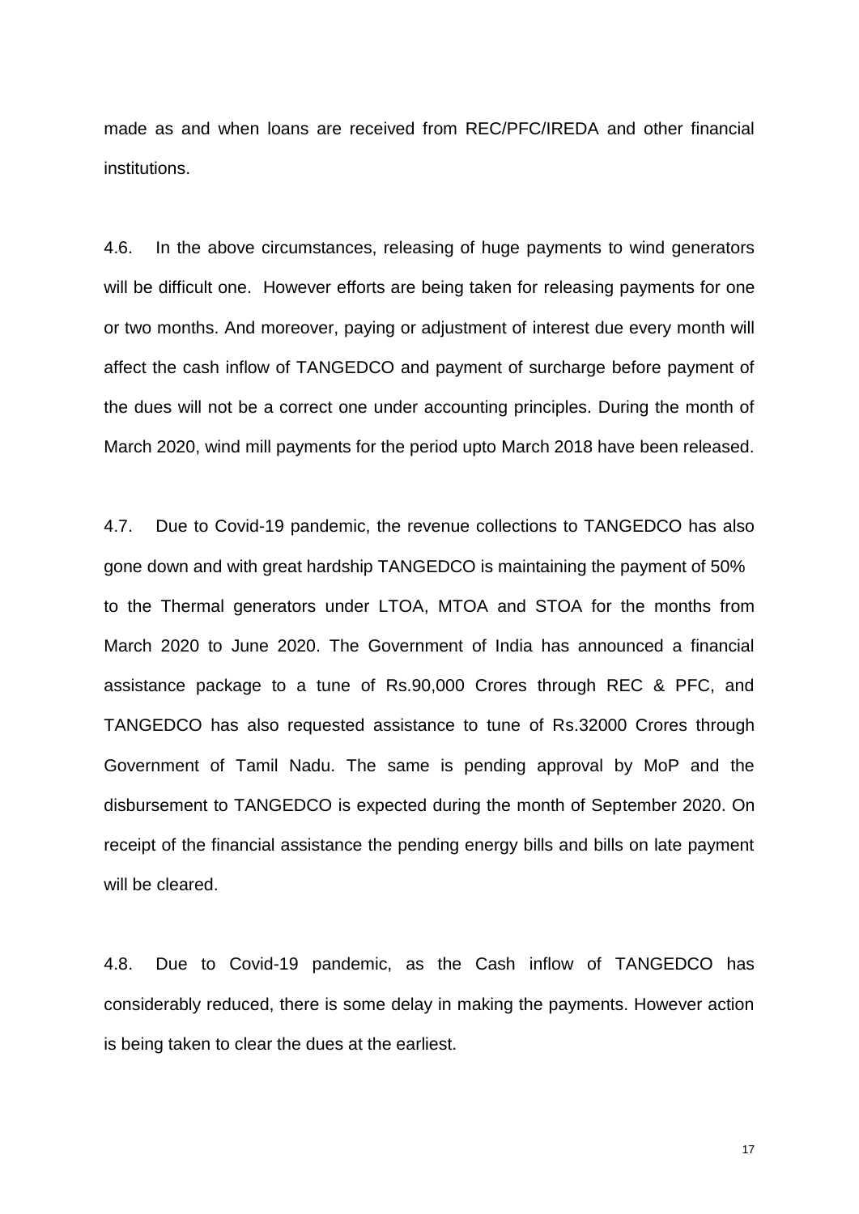made as and when loans are received from REC/PFC/IREDA and other financial institutions.

4.6. In the above circumstances, releasing of huge payments to wind generators will be difficult one. However efforts are being taken for releasing payments for one or two months. And moreover, paying or adjustment of interest due every month will affect the cash inflow of TANGEDCO and payment of surcharge before payment of the dues will not be a correct one under accounting principles. During the month of March 2020, wind mill payments for the period upto March 2018 have been released.

4.7. Due to Covid-19 pandemic, the revenue collections to TANGEDCO has also gone down and with great hardship TANGEDCO is maintaining the payment of 50% to the Thermal generators under LTOA, MTOA and STOA for the months from March 2020 to June 2020. The Government of India has announced a financial assistance package to a tune of Rs.90,000 Crores through REC & PFC, and TANGEDCO has also requested assistance to tune of Rs.32000 Crores through Government of Tamil Nadu. The same is pending approval by MoP and the disbursement to TANGEDCO is expected during the month of September 2020. On receipt of the financial assistance the pending energy bills and bills on late payment will be cleared.

4.8. Due to Covid-19 pandemic, as the Cash inflow of TANGEDCO has considerably reduced, there is some delay in making the payments. However action is being taken to clear the dues at the earliest.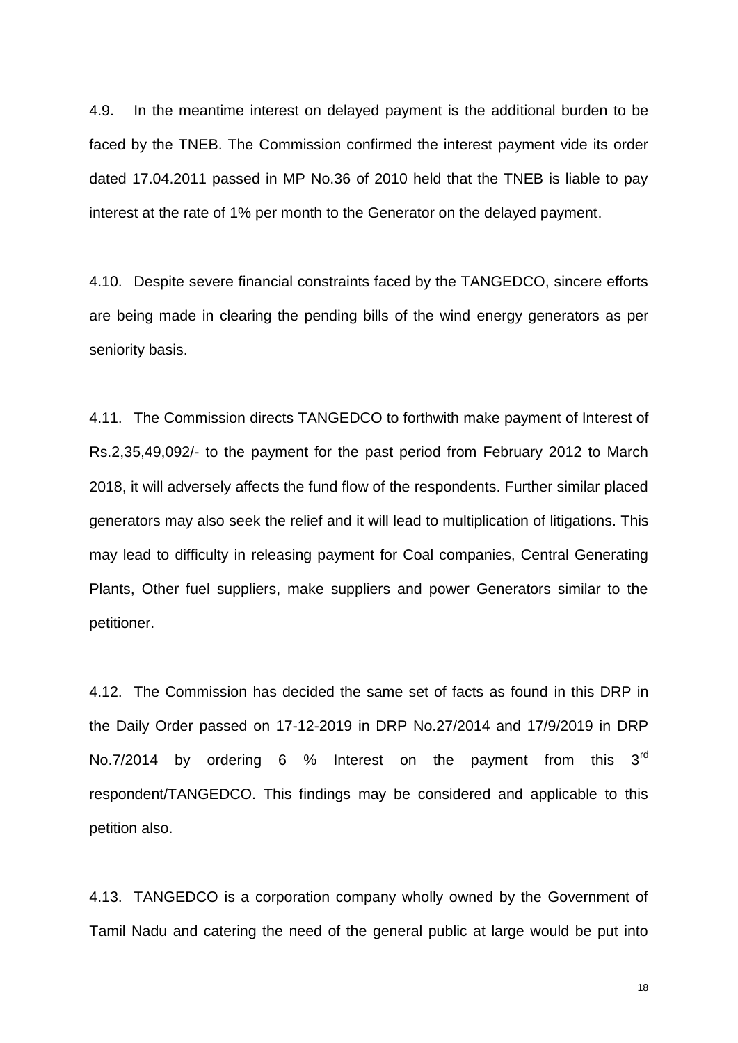4.9. In the meantime interest on delayed payment is the additional burden to be faced by the TNEB. The Commission confirmed the interest payment vide its order dated 17.04.2011 passed in MP No.36 of 2010 held that the TNEB is liable to pay interest at the rate of 1% per month to the Generator on the delayed payment.

4.10. Despite severe financial constraints faced by the TANGEDCO, sincere efforts are being made in clearing the pending bills of the wind energy generators as per seniority basis.

4.11. The Commission directs TANGEDCO to forthwith make payment of Interest of Rs.2,35,49,092/- to the payment for the past period from February 2012 to March 2018, it will adversely affects the fund flow of the respondents. Further similar placed generators may also seek the relief and it will lead to multiplication of litigations. This may lead to difficulty in releasing payment for Coal companies, Central Generating Plants, Other fuel suppliers, make suppliers and power Generators similar to the petitioner.

4.12. The Commission has decided the same set of facts as found in this DRP in the Daily Order passed on 17-12-2019 in DRP No.27/2014 and 17/9/2019 in DRP No.7/2014 by ordering 6 % Interest on the payment from this 3rd respondent/TANGEDCO. This findings may be considered and applicable to this petition also.

4.13. TANGEDCO is a corporation company wholly owned by the Government of Tamil Nadu and catering the need of the general public at large would be put into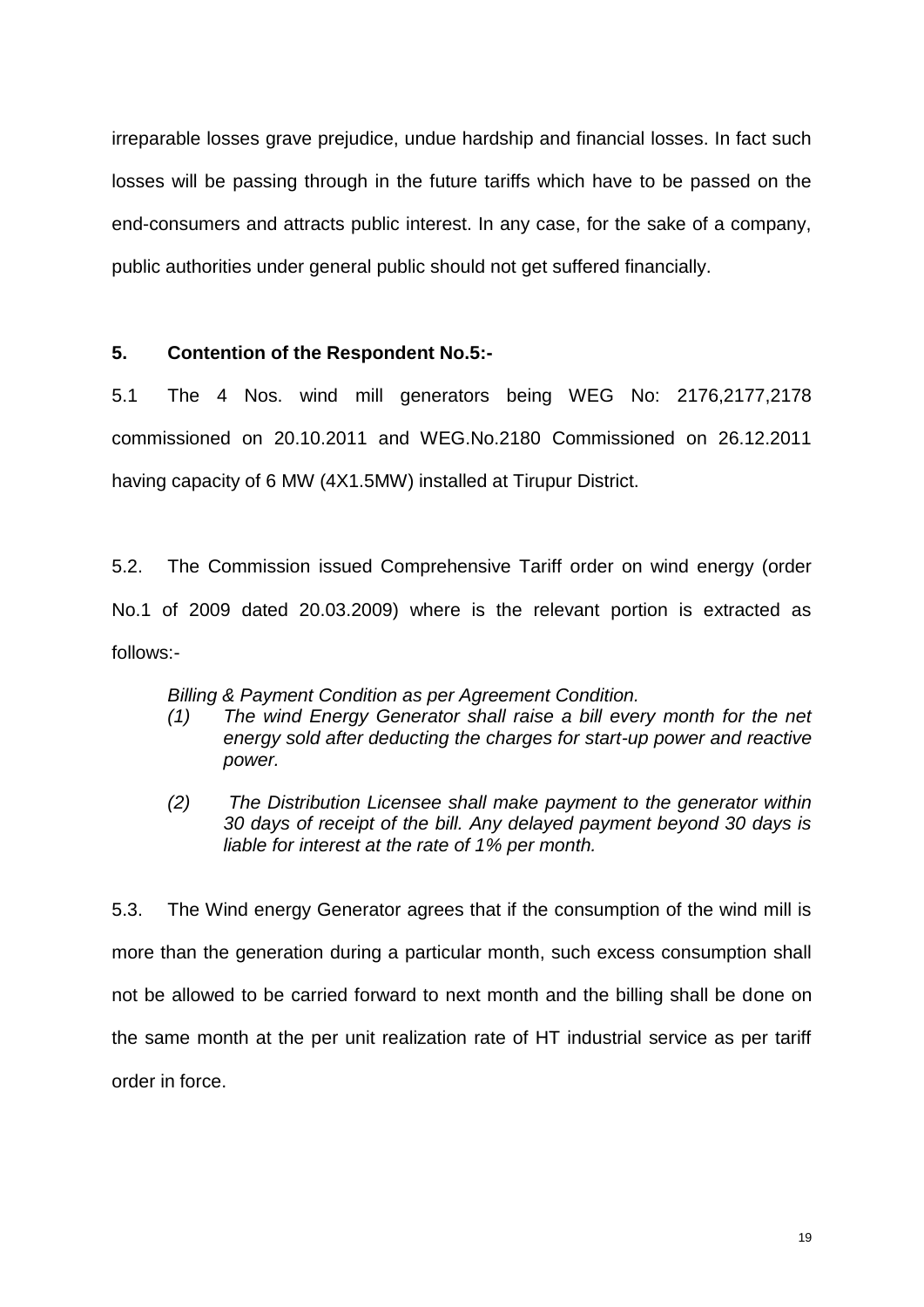irreparable losses grave prejudice, undue hardship and financial losses. In fact such losses will be passing through in the future tariffs which have to be passed on the end-consumers and attracts public interest. In any case, for the sake of a company, public authorities under general public should not get suffered financially.

**5. Contention of the Respondent No.5:-**

5.1 The 4 Nos. wind mill generators being WEG No: 2176,2177,2178 commissioned on 20.10.2011 and WEG.No.2180 Commissioned on 26.12.2011 having capacity of 6 MW (4X1.5MW) installed at Tirupur District.

5.2. The Commission issued Comprehensive Tariff order on wind energy (order No.1 of 2009 dated 20.03.2009) where is the relevant portion is extracted as follows:-

> *Billing & Payment Condition as per Agreement Condition.*
>
> *(1) The wind Energy Generator shall raise a bill every month for the net energy sold after deducting the charges for start-up power and reactive power.*
>
> *(2) The Distribution Licensee shall make payment to the generator within 30 days of receipt of the bill. Any delayed payment beyond 30 days is liable for interest at the rate of 1% per month.*

5.3. The Wind energy Generator agrees that if the consumption of the wind mill is more than the generation during a particular month, such excess consumption shall not be allowed to be carried forward to next month and the billing shall be done on the same month at the per unit realization rate of HT industrial service as per tariff order in force.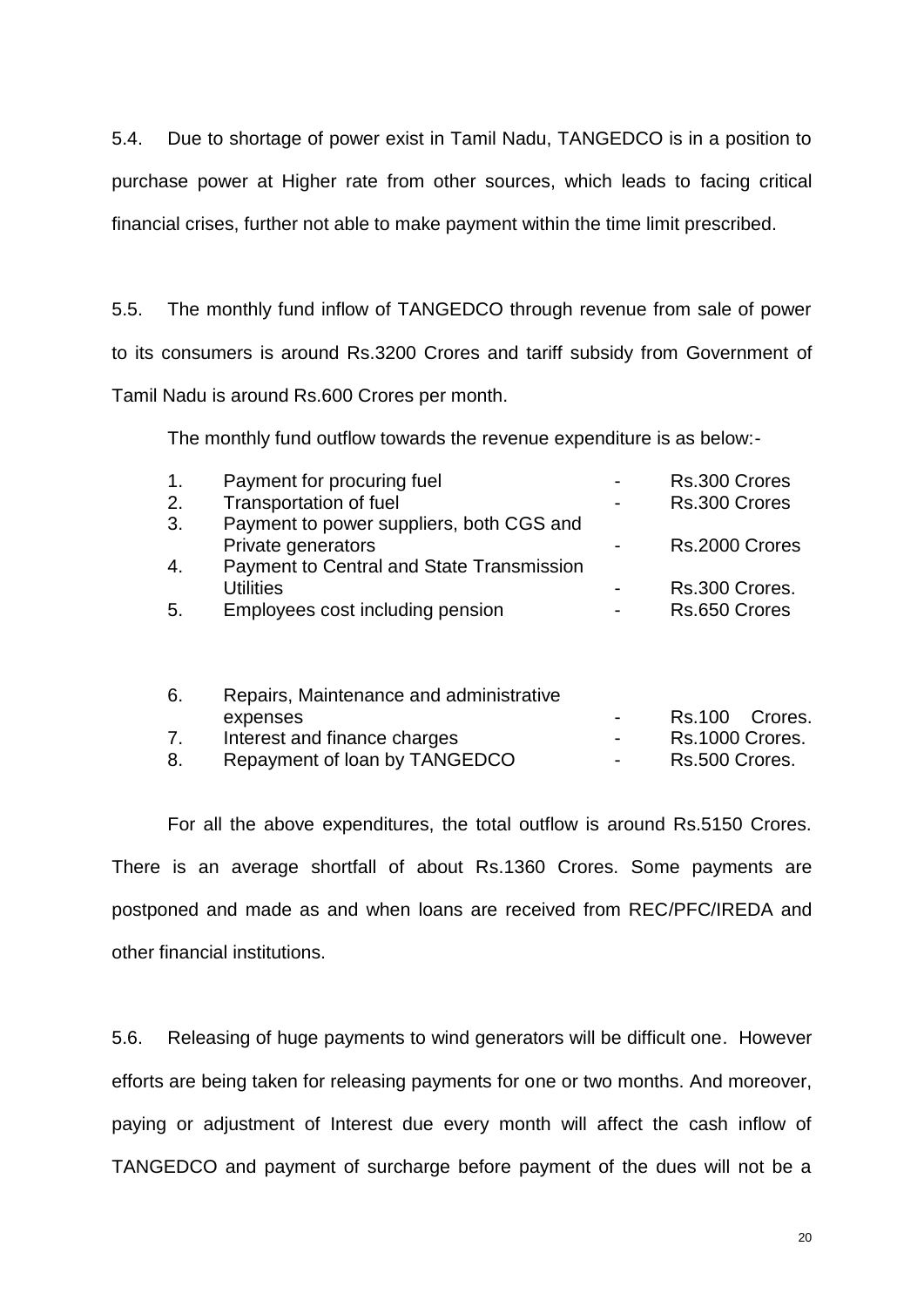5.4. Due to shortage of power exist in Tamil Nadu, TANGEDCO is in a position to purchase power at Higher rate from other sources, which leads to facing critical financial crises, further not able to make payment within the time limit prescribed.

5.5. The monthly fund inflow of TANGEDCO through revenue from sale of power to its consumers is around Rs.3200 Crores and tariff subsidy from Government of Tamil Nadu is around Rs.600 Crores per month.

The monthly fund outflow towards the revenue expenditure is as below:-

| | | | |
|---|---|---|---|
| 1. | Payment for procuring fuel | - | Rs.300 Crores |
| 2. | Transportation of fuel | - | Rs.300 Crores |
| 3. | Payment to power suppliers, both CGS and Private generators | - | Rs.2000 Crores |
| 4. | Payment to Central and State Transmission Utilities | - | Rs.300 Crores. |
| 5. | Employees cost including pension | - | Rs.650 Crores |
| 6. | Repairs, Maintenance and administrative expenses | - | Rs.100 Crores. |
| 7. | Interest and finance charges | - | Rs.1000 Crores. |
| 8. | Repayment of loan by TANGEDCO | - | Rs.500 Crores. |

For all the above expenditures, the total outflow is around Rs.5150 Crores. There is an average shortfall of about Rs.1360 Crores. Some payments are postponed and made as and when loans are received from REC/PFC/IREDA and other financial institutions.

5.6. Releasing of huge payments to wind generators will be difficult one. However efforts are being taken for releasing payments for one or two months. And moreover, paying or adjustment of Interest due every month will affect the cash inflow of TANGEDCO and payment of surcharge before payment of the dues will not be a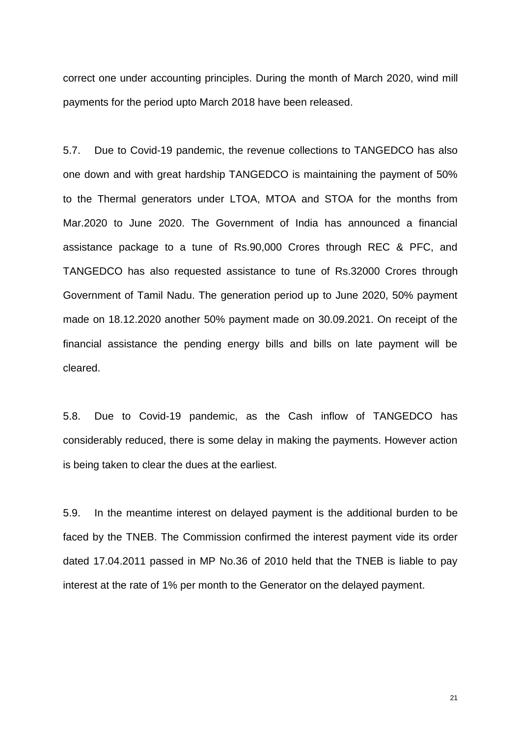correct one under accounting principles. During the month of March 2020, wind mill payments for the period upto March 2018 have been released.

5.7. Due to Covid-19 pandemic, the revenue collections to TANGEDCO has also one down and with great hardship TANGEDCO is maintaining the payment of 50% to the Thermal generators under LTOA, MTOA and STOA for the months from Mar.2020 to June 2020. The Government of India has announced a financial assistance package to a tune of Rs.90,000 Crores through REC & PFC, and TANGEDCO has also requested assistance to tune of Rs.32000 Crores through Government of Tamil Nadu. The generation period up to June 2020, 50% payment made on 18.12.2020 another 50% payment made on 30.09.2021. On receipt of the financial assistance the pending energy bills and bills on late payment will be cleared.

5.8. Due to Covid-19 pandemic, as the Cash inflow of TANGEDCO has considerably reduced, there is some delay in making the payments. However action is being taken to clear the dues at the earliest.

5.9. In the meantime interest on delayed payment is the additional burden to be faced by the TNEB. The Commission confirmed the interest payment vide its order dated 17.04.2011 passed in MP No.36 of 2010 held that the TNEB is liable to pay interest at the rate of 1% per month to the Generator on the delayed payment.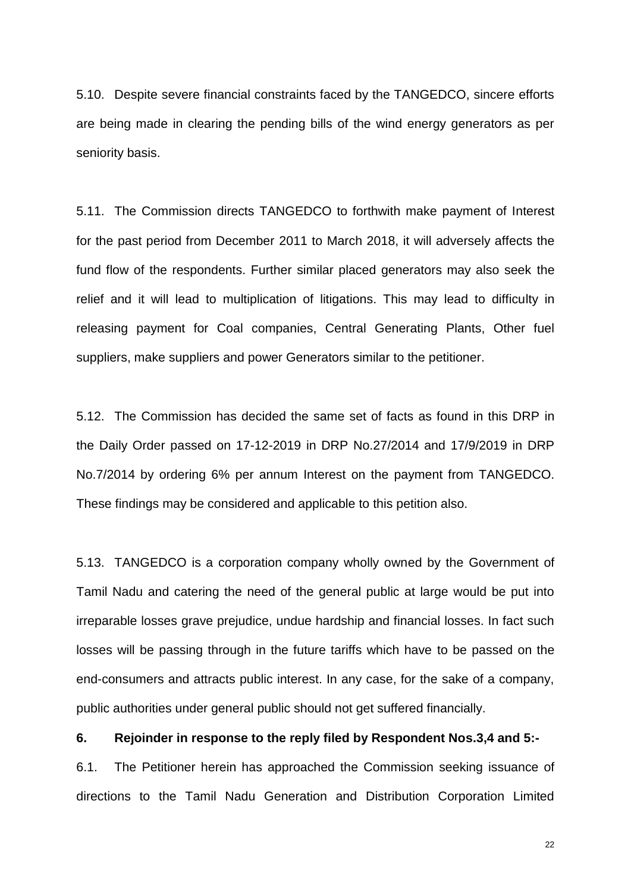5.10. Despite severe financial constraints faced by the TANGEDCO, sincere efforts are being made in clearing the pending bills of the wind energy generators as per seniority basis.

5.11. The Commission directs TANGEDCO to forthwith make payment of Interest for the past period from December 2011 to March 2018, it will adversely affects the fund flow of the respondents. Further similar placed generators may also seek the relief and it will lead to multiplication of litigations. This may lead to difficulty in releasing payment for Coal companies, Central Generating Plants, Other fuel suppliers, make suppliers and power Generators similar to the petitioner.

5.12. The Commission has decided the same set of facts as found in this DRP in the Daily Order passed on 17-12-2019 in DRP No.27/2014 and 17/9/2019 in DRP No.7/2014 by ordering 6% per annum Interest on the payment from TANGEDCO. These findings may be considered and applicable to this petition also.

5.13. TANGEDCO is a corporation company wholly owned by the Government of Tamil Nadu and catering the need of the general public at large would be put into irreparable losses grave prejudice, undue hardship and financial losses. In fact such losses will be passing through in the future tariffs which have to be passed on the end-consumers and attracts public interest. In any case, for the sake of a company, public authorities under general public should not get suffered financially.

**6. Rejoinder in response to the reply filed by Respondent Nos.3,4 and 5:-**

6.1. The Petitioner herein has approached the Commission seeking issuance of directions to the Tamil Nadu Generation and Distribution Corporation Limited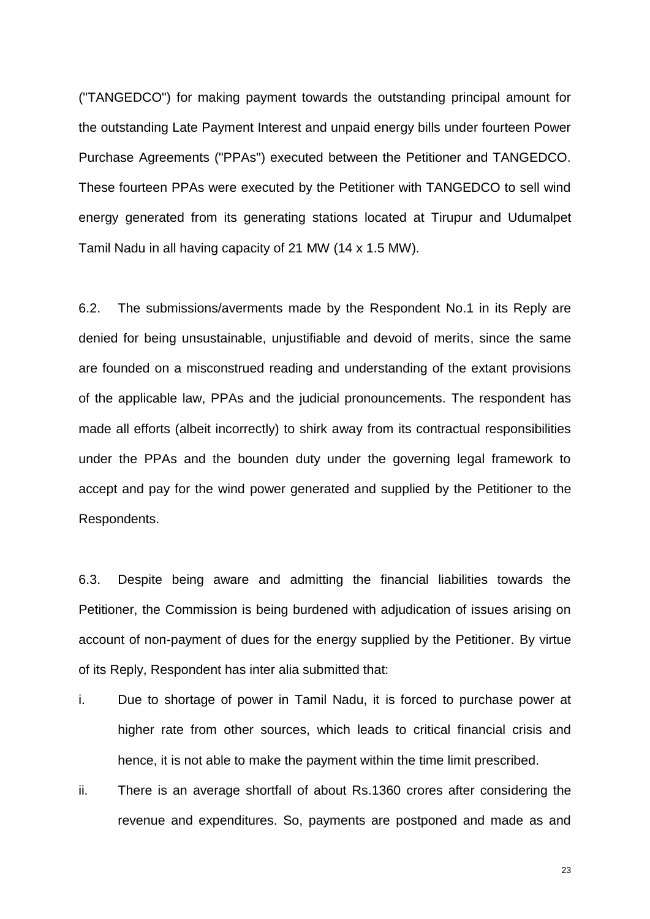("TANGEDCO") for making payment towards the outstanding principal amount for the outstanding Late Payment Interest and unpaid energy bills under fourteen Power Purchase Agreements ("PPAs") executed between the Petitioner and TANGEDCO. These fourteen PPAs were executed by the Petitioner with TANGEDCO to sell wind energy generated from its generating stations located at Tirupur and Udumalpet Tamil Nadu in all having capacity of 21 MW (14 x 1.5 MW).

6.2. The submissions/averments made by the Respondent No.1 in its Reply are denied for being unsustainable, unjustifiable and devoid of merits, since the same are founded on a misconstrued reading and understanding of the extant provisions of the applicable law, PPAs and the judicial pronouncements. The respondent has made all efforts (albeit incorrectly) to shirk away from its contractual responsibilities under the PPAs and the bounden duty under the governing legal framework to accept and pay for the wind power generated and supplied by the Petitioner to the Respondents.

6.3. Despite being aware and admitting the financial liabilities towards the Petitioner, the Commission is being burdened with adjudication of issues arising on account of non-payment of dues for the energy supplied by the Petitioner. By virtue of its Reply, Respondent has inter alia submitted that:

i. Due to shortage of power in Tamil Nadu, it is forced to purchase power at higher rate from other sources, which leads to critical financial crisis and hence, it is not able to make the payment within the time limit prescribed.

ii. There is an average shortfall of about Rs.1360 crores after considering the revenue and expenditures. So, payments are postponed and made as and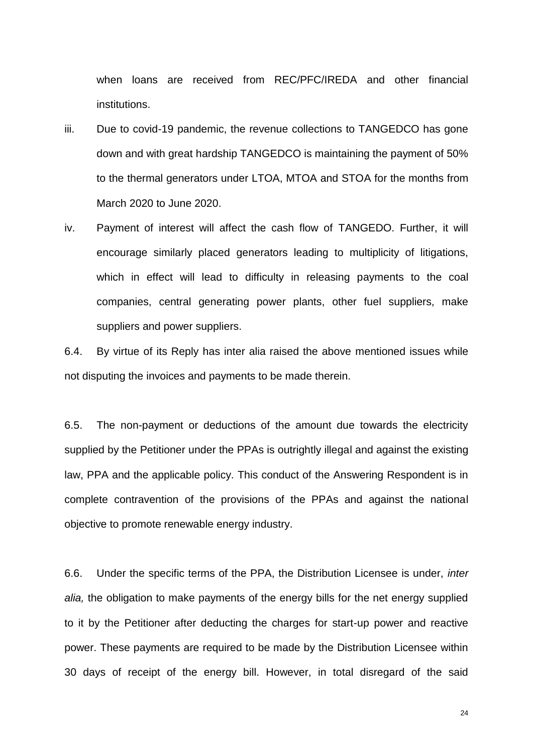when loans are received from REC/PFC/IREDA and other financial institutions.

iii. Due to covid-19 pandemic, the revenue collections to TANGEDCO has gone down and with great hardship TANGEDCO is maintaining the payment of 50% to the thermal generators under LTOA, MTOA and STOA for the months from March 2020 to June 2020.

iv. Payment of interest will affect the cash flow of TANGEDO. Further, it will encourage similarly placed generators leading to multiplicity of litigations, which in effect will lead to difficulty in releasing payments to the coal companies, central generating power plants, other fuel suppliers, make suppliers and power suppliers.

6.4. By virtue of its Reply has inter alia raised the above mentioned issues while not disputing the invoices and payments to be made therein.

6.5. The non-payment or deductions of the amount due towards the electricity supplied by the Petitioner under the PPAs is outrightly illegal and against the existing law, PPA and the applicable policy. This conduct of the Answering Respondent is in complete contravention of the provisions of the PPAs and against the national objective to promote renewable energy industry.

6.6. Under the specific terms of the PPA, the Distribution Licensee is under, *inter alia,* the obligation to make payments of the energy bills for the net energy supplied to it by the Petitioner after deducting the charges for start-up power and reactive power. These payments are required to be made by the Distribution Licensee within 30 days of receipt of the energy bill. However, in total disregard of the said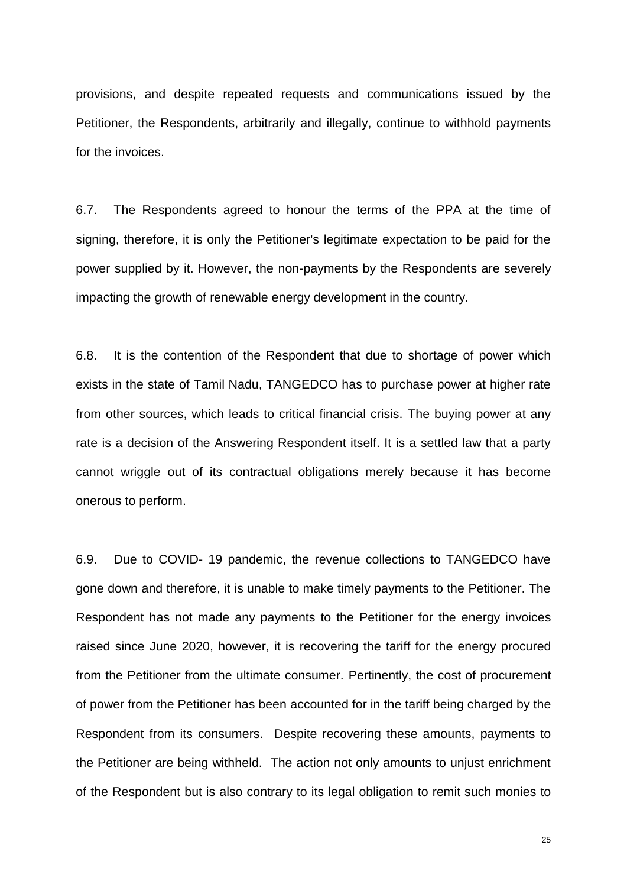provisions, and despite repeated requests and communications issued by the Petitioner, the Respondents, arbitrarily and illegally, continue to withhold payments for the invoices.

6.7. The Respondents agreed to honour the terms of the PPA at the time of signing, therefore, it is only the Petitioner's legitimate expectation to be paid for the power supplied by it. However, the non-payments by the Respondents are severely impacting the growth of renewable energy development in the country.

6.8. It is the contention of the Respondent that due to shortage of power which exists in the state of Tamil Nadu, TANGEDCO has to purchase power at higher rate from other sources, which leads to critical financial crisis. The buying power at any rate is a decision of the Answering Respondent itself. It is a settled law that a party cannot wriggle out of its contractual obligations merely because it has become onerous to perform.

6.9. Due to COVID- 19 pandemic, the revenue collections to TANGEDCO have gone down and therefore, it is unable to make timely payments to the Petitioner. The Respondent has not made any payments to the Petitioner for the energy invoices raised since June 2020, however, it is recovering the tariff for the energy procured from the Petitioner from the ultimate consumer. Pertinently, the cost of procurement of power from the Petitioner has been accounted for in the tariff being charged by the Respondent from its consumers. Despite recovering these amounts, payments to the Petitioner are being withheld. The action not only amounts to unjust enrichment of the Respondent but is also contrary to its legal obligation to remit such monies to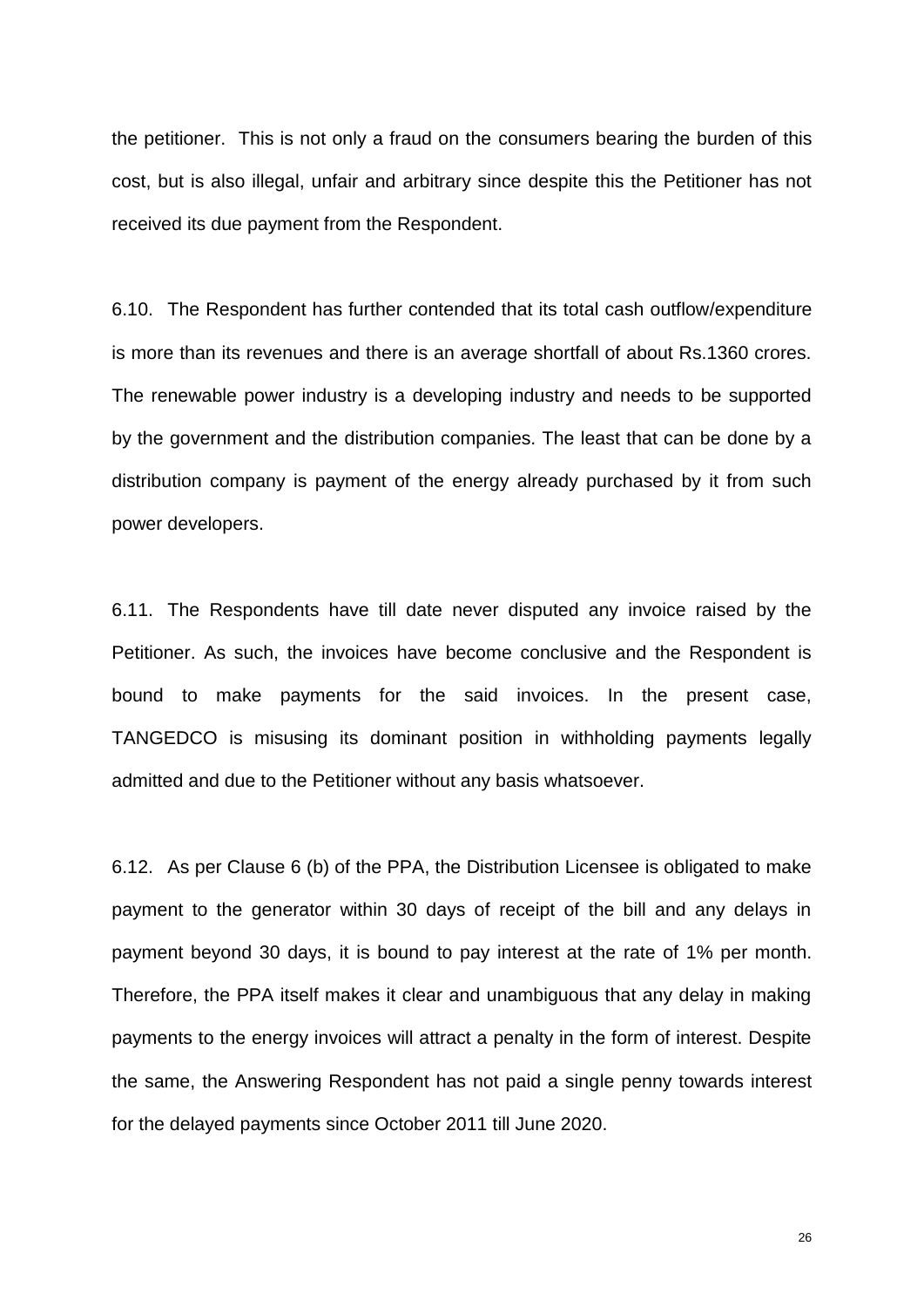the petitioner. This is not only a fraud on the consumers bearing the burden of this cost, but is also illegal, unfair and arbitrary since despite this the Petitioner has not received its due payment from the Respondent.

6.10. The Respondent has further contended that its total cash outflow/expenditure is more than its revenues and there is an average shortfall of about Rs.1360 crores. The renewable power industry is a developing industry and needs to be supported by the government and the distribution companies. The least that can be done by a distribution company is payment of the energy already purchased by it from such power developers.

6.11. The Respondents have till date never disputed any invoice raised by the Petitioner. As such, the invoices have become conclusive and the Respondent is bound to make payments for the said invoices. In the present case, TANGEDCO is misusing its dominant position in withholding payments legally admitted and due to the Petitioner without any basis whatsoever.

6.12. As per Clause 6 (b) of the PPA, the Distribution Licensee is obligated to make payment to the generator within 30 days of receipt of the bill and any delays in payment beyond 30 days, it is bound to pay interest at the rate of 1% per month. Therefore, the PPA itself makes it clear and unambiguous that any delay in making payments to the energy invoices will attract a penalty in the form of interest. Despite the same, the Answering Respondent has not paid a single penny towards interest for the delayed payments since October 2011 till June 2020.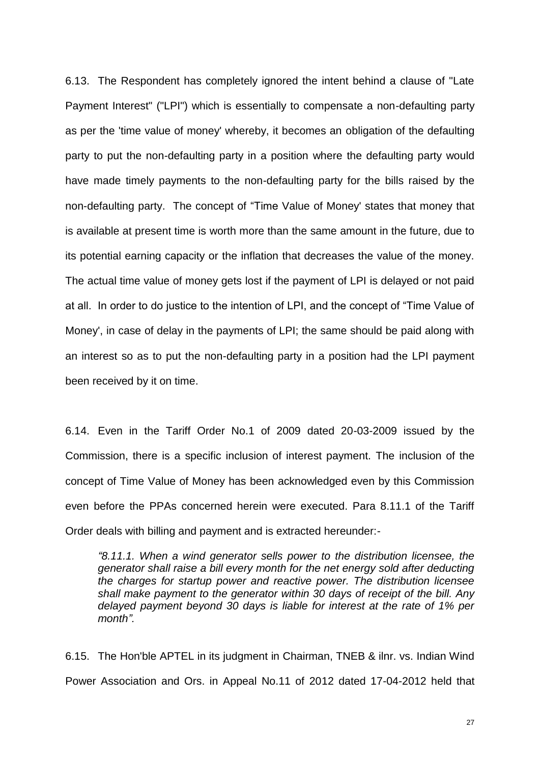6.13. The Respondent has completely ignored the intent behind a clause of "Late Payment Interest" ("LPI") which is essentially to compensate a non-defaulting party as per the 'time value of money' whereby, it becomes an obligation of the defaulting party to put the non-defaulting party in a position where the defaulting party would have made timely payments to the non-defaulting party for the bills raised by the non-defaulting party. The concept of "Time Value of Money' states that money that is available at present time is worth more than the same amount in the future, due to its potential earning capacity or the inflation that decreases the value of the money. The actual time value of money gets lost if the payment of LPI is delayed or not paid at all. In order to do justice to the intention of LPI, and the concept of "Time Value of Money', in case of delay in the payments of LPI; the same should be paid along with an interest so as to put the non-defaulting party in a position had the LPI payment been received by it on time.

6.14. Even in the Tariff Order No.1 of 2009 dated 20-03-2009 issued by the Commission, there is a specific inclusion of interest payment. The inclusion of the concept of Time Value of Money has been acknowledged even by this Commission even before the PPAs concerned herein were executed. Para 8.11.1 of the Tariff Order deals with billing and payment and is extracted hereunder:-

> *"8.11.1. When a wind generator sells power to the distribution licensee, the generator shall raise a bill every month for the net energy sold after deducting the charges for startup power and reactive power. The distribution licensee shall make payment to the generator within 30 days of receipt of the bill. Any delayed payment beyond 30 days is liable for interest at the rate of 1% per month".*

6.15. The Hon'ble APTEL in its judgment in Chairman, TNEB & ilnr. vs. Indian Wind Power Association and Ors. in Appeal No.11 of 2012 dated 17-04-2012 held that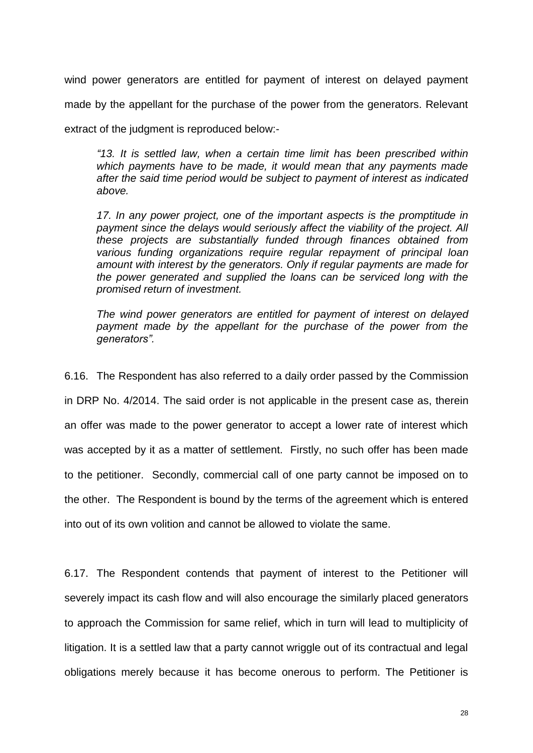wind power generators are entitled for payment of interest on delayed payment made by the appellant for the purchase of the power from the generators. Relevant extract of the judgment is reproduced below:-

> *"13. It is settled law, when a certain time limit has been prescribed within which payments have to be made, it would mean that any payments made after the said time period would be subject to payment of interest as indicated above.*
>
> *17. In any power project, one of the important aspects is the promptitude in payment since the delays would seriously affect the viability of the project. All these projects are substantially funded through finances obtained from various funding organizations require regular repayment of principal loan amount with interest by the generators. Only if regular payments are made for the power generated and supplied the loans can be serviced long with the promised return of investment.*
>
> *The wind power generators are entitled for payment of interest on delayed payment made by the appellant for the purchase of the power from the generators".*

6.16. The Respondent has also referred to a daily order passed by the Commission in DRP No. 4/2014. The said order is not applicable in the present case as, therein an offer was made to the power generator to accept a lower rate of interest which was accepted by it as a matter of settlement. Firstly, no such offer has been made to the petitioner. Secondly, commercial call of one party cannot be imposed on to the other. The Respondent is bound by the terms of the agreement which is entered into out of its own volition and cannot be allowed to violate the same.

6.17. The Respondent contends that payment of interest to the Petitioner will severely impact its cash flow and will also encourage the similarly placed generators to approach the Commission for same relief, which in turn will lead to multiplicity of litigation. It is a settled law that a party cannot wriggle out of its contractual and legal obligations merely because it has become onerous to perform. The Petitioner is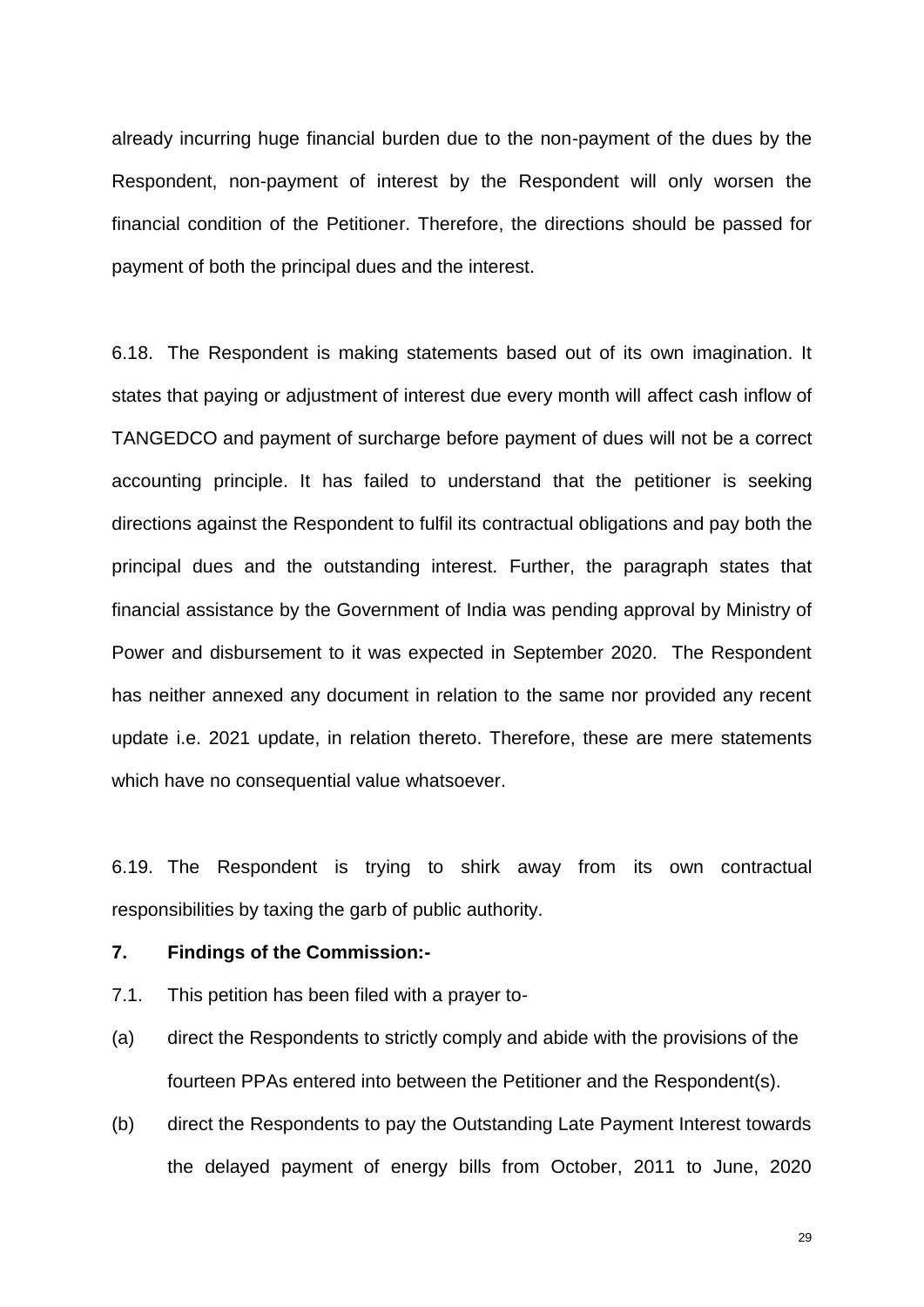already incurring huge financial burden due to the non-payment of the dues by the Respondent, non-payment of interest by the Respondent will only worsen the financial condition of the Petitioner. Therefore, the directions should be passed for payment of both the principal dues and the interest.

6.18. The Respondent is making statements based out of its own imagination. It states that paying or adjustment of interest due every month will affect cash inflow of TANGEDCO and payment of surcharge before payment of dues will not be a correct accounting principle. It has failed to understand that the petitioner is seeking directions against the Respondent to fulfil its contractual obligations and pay both the principal dues and the outstanding interest. Further, the paragraph states that financial assistance by the Government of India was pending approval by Ministry of Power and disbursement to it was expected in September 2020. The Respondent has neither annexed any document in relation to the same nor provided any recent update i.e. 2021 update, in relation thereto. Therefore, these are mere statements which have no consequential value whatsoever.

6.19. The Respondent is trying to shirk away from its own contractual responsibilities by taxing the garb of public authority.

**7. Findings of the Commission:-**

7.1. This petition has been filed with a prayer to-

(a) direct the Respondents to strictly comply and abide with the provisions of the fourteen PPAs entered into between the Petitioner and the Respondent(s).

(b) direct the Respondents to pay the Outstanding Late Payment Interest towards the delayed payment of energy bills from October, 2011 to June, 2020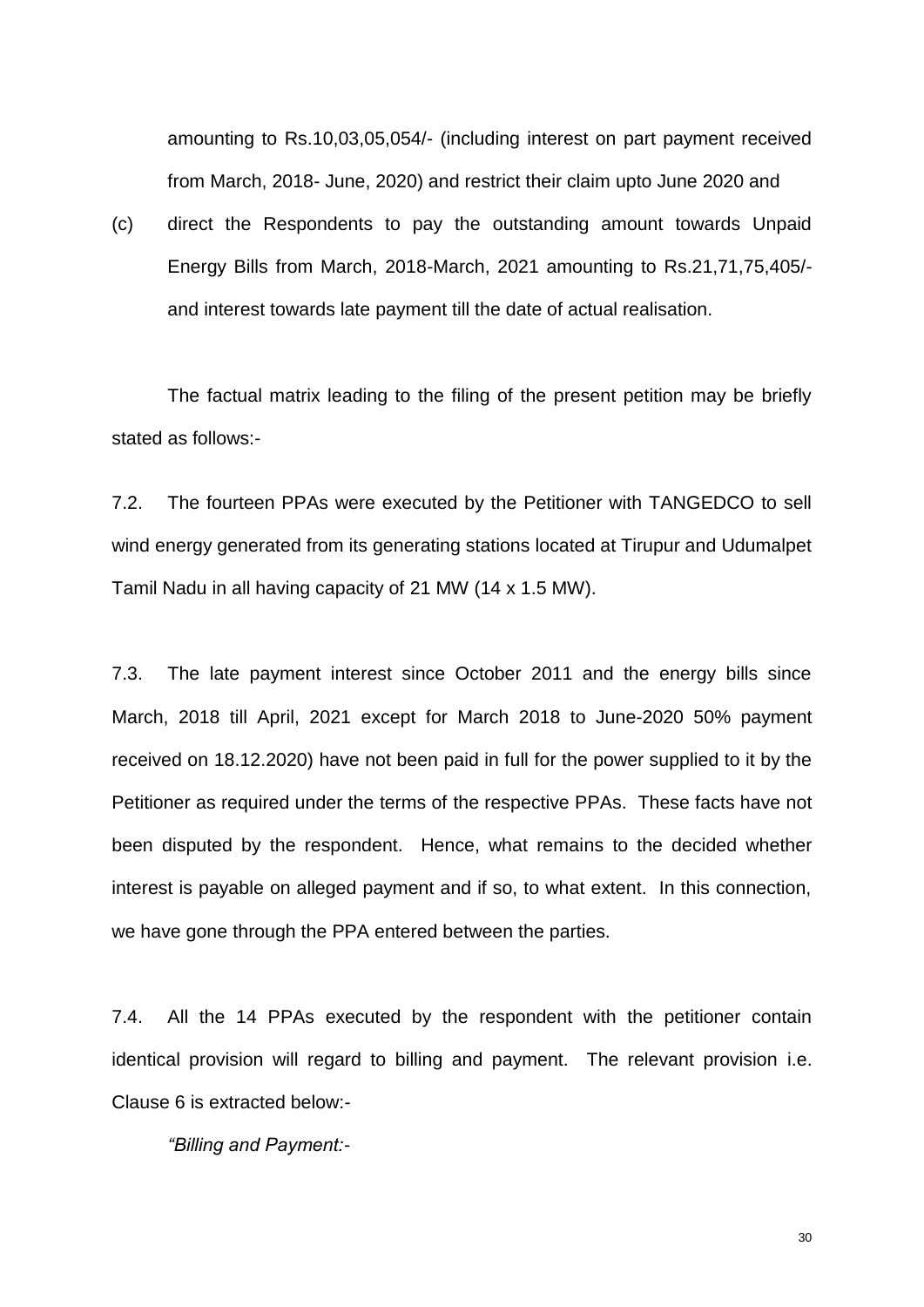amounting to Rs.10,03,05,054/- (including interest on part payment received from March, 2018- June, 2020) and restrict their claim upto June 2020 and

(c) direct the Respondents to pay the outstanding amount towards Unpaid Energy Bills from March, 2018-March, 2021 amounting to Rs.21,71,75,405/- and interest towards late payment till the date of actual realisation.

The factual matrix leading to the filing of the present petition may be briefly stated as follows:-

7.2. The fourteen PPAs were executed by the Petitioner with TANGEDCO to sell wind energy generated from its generating stations located at Tirupur and Udumalpet Tamil Nadu in all having capacity of 21 MW (14 x 1.5 MW).

7.3. The late payment interest since October 2011 and the energy bills since March, 2018 till April, 2021 except for March 2018 to June-2020 50% payment received on 18.12.2020) have not been paid in full for the power supplied to it by the Petitioner as required under the terms of the respective PPAs. These facts have not been disputed by the respondent. Hence, what remains to the decided whether interest is payable on alleged payment and if so, to what extent. In this connection, we have gone through the PPA entered between the parties.

7.4. All the 14 PPAs executed by the respondent with the petitioner contain identical provision will regard to billing and payment. The relevant provision i.e. Clause 6 is extracted below:-

*“Billing and Payment:-*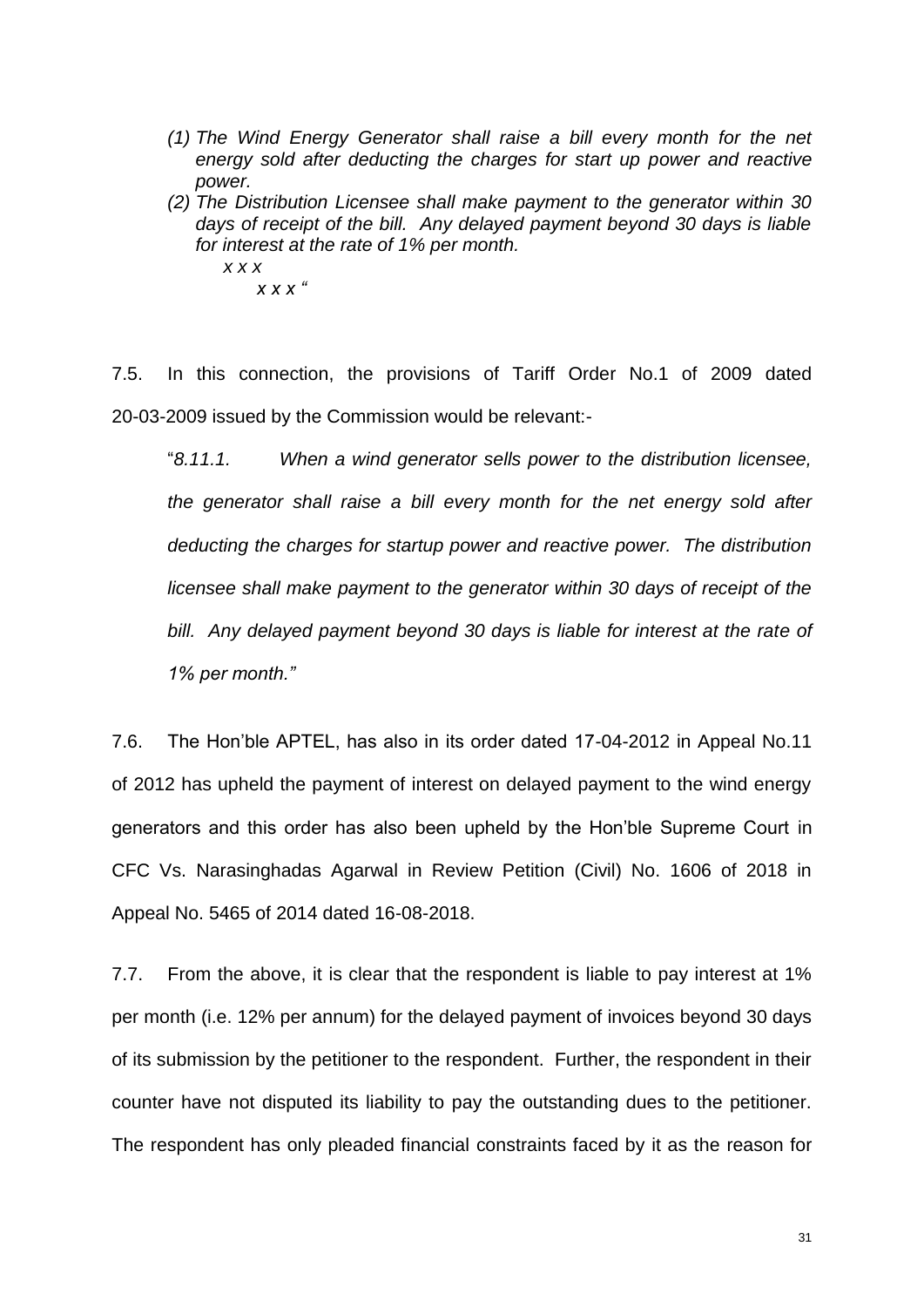> *(1) The Wind Energy Generator shall raise a bill every month for the net energy sold after deducting the charges for start up power and reactive power.*
>
> *(2) The Distribution Licensee shall make payment to the generator within 30 days of receipt of the bill. Any delayed payment beyond 30 days is liable for interest at the rate of 1% per month.*
>
> *x x x*
>
> *x x x "*

7.5. In this connection, the provisions of Tariff Order No.1 of 2009 dated 20-03-2009 issued by the Commission would be relevant:-

> "*8.11.1. When a wind generator sells power to the distribution licensee, the generator shall raise a bill every month for the net energy sold after deducting the charges for startup power and reactive power. The distribution licensee shall make payment to the generator within 30 days of receipt of the bill. Any delayed payment beyond 30 days is liable for interest at the rate of 1% per month."*

7.6. The Hon'ble APTEL, has also in its order dated 17-04-2012 in Appeal No.11 of 2012 has upheld the payment of interest on delayed payment to the wind energy generators and this order has also been upheld by the Hon'ble Supreme Court in CFC Vs. Narasinghadas Agarwal in Review Petition (Civil) No. 1606 of 2018 in Appeal No. 5465 of 2014 dated 16-08-2018.

7.7. From the above, it is clear that the respondent is liable to pay interest at 1% per month (i.e. 12% per annum) for the delayed payment of invoices beyond 30 days of its submission by the petitioner to the respondent. Further, the respondent in their counter have not disputed its liability to pay the outstanding dues to the petitioner. The respondent has only pleaded financial constraints faced by it as the reason for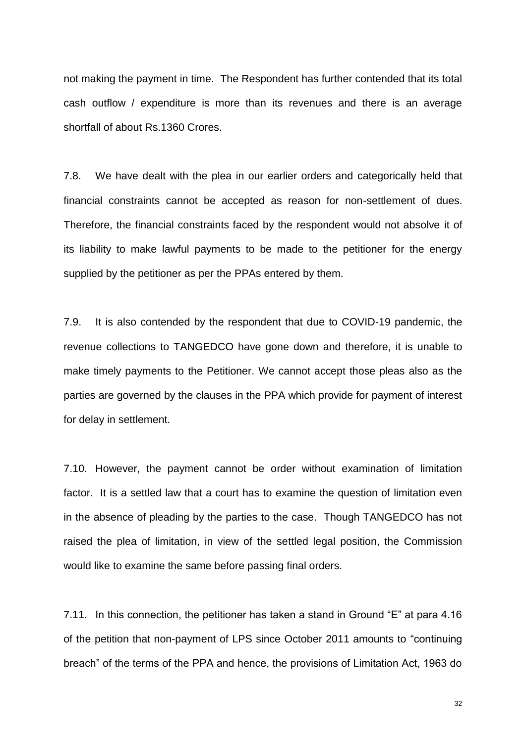not making the payment in time. The Respondent has further contended that its total cash outflow / expenditure is more than its revenues and there is an average shortfall of about Rs.1360 Crores.

7.8. We have dealt with the plea in our earlier orders and categorically held that financial constraints cannot be accepted as reason for non-settlement of dues. Therefore, the financial constraints faced by the respondent would not absolve it of its liability to make lawful payments to be made to the petitioner for the energy supplied by the petitioner as per the PPAs entered by them.

7.9. It is also contended by the respondent that due to COVID-19 pandemic, the revenue collections to TANGEDCO have gone down and therefore, it is unable to make timely payments to the Petitioner. We cannot accept those pleas also as the parties are governed by the clauses in the PPA which provide for payment of interest for delay in settlement.

7.10. However, the payment cannot be order without examination of limitation factor. It is a settled law that a court has to examine the question of limitation even in the absence of pleading by the parties to the case. Though TANGEDCO has not raised the plea of limitation, in view of the settled legal position, the Commission would like to examine the same before passing final orders.

7.11. In this connection, the petitioner has taken a stand in Ground "E" at para 4.16 of the petition that non-payment of LPS since October 2011 amounts to "continuing breach" of the terms of the PPA and hence, the provisions of Limitation Act, 1963 do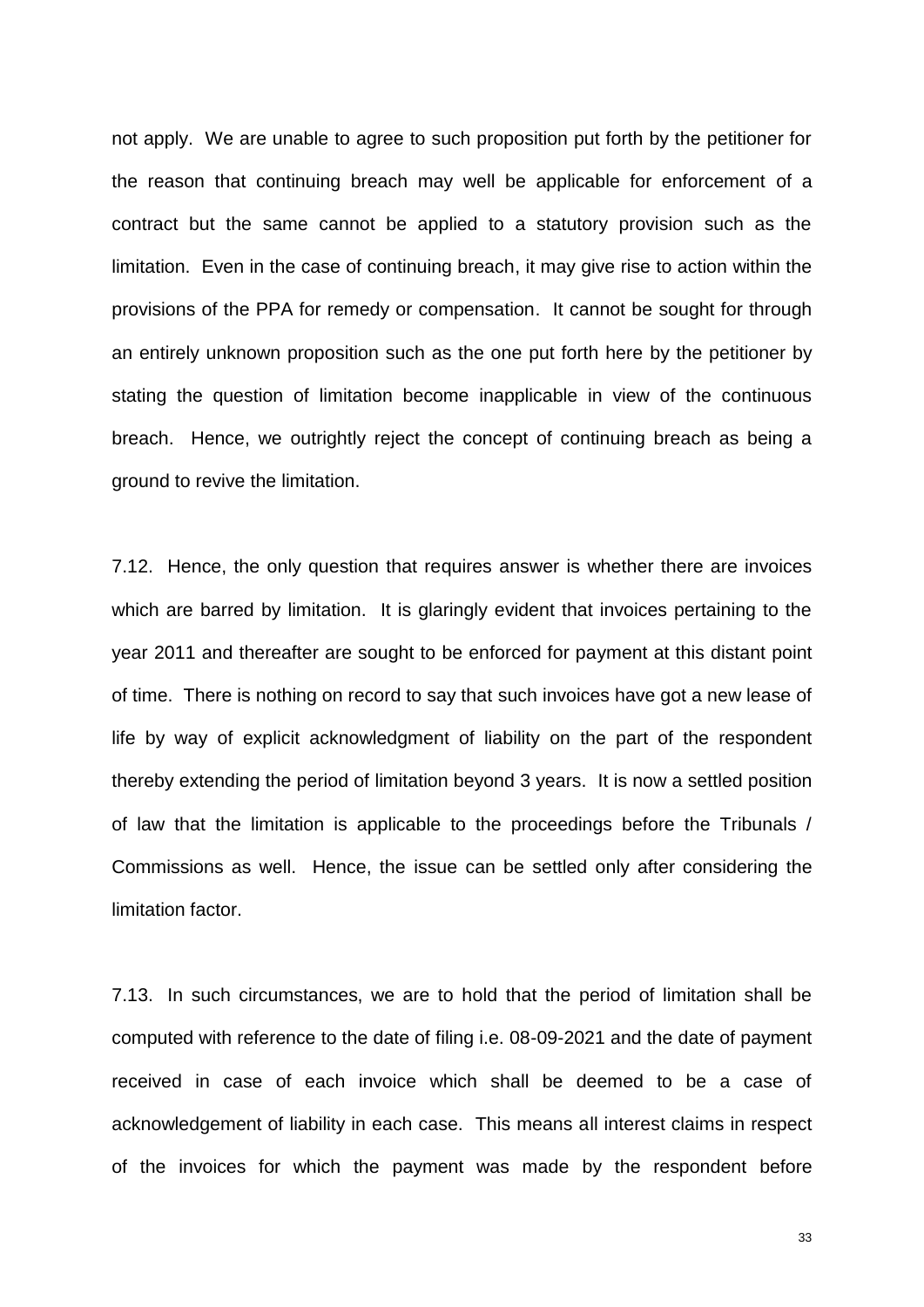not apply. We are unable to agree to such proposition put forth by the petitioner for the reason that continuing breach may well be applicable for enforcement of a contract but the same cannot be applied to a statutory provision such as the limitation. Even in the case of continuing breach, it may give rise to action within the provisions of the PPA for remedy or compensation. It cannot be sought for through an entirely unknown proposition such as the one put forth here by the petitioner by stating the question of limitation become inapplicable in view of the continuous breach. Hence, we outrightly reject the concept of continuing breach as being a ground to revive the limitation.

7.12. Hence, the only question that requires answer is whether there are invoices which are barred by limitation. It is glaringly evident that invoices pertaining to the year 2011 and thereafter are sought to be enforced for payment at this distant point of time. There is nothing on record to say that such invoices have got a new lease of life by way of explicit acknowledgment of liability on the part of the respondent thereby extending the period of limitation beyond 3 years. It is now a settled position of law that the limitation is applicable to the proceedings before the Tribunals / Commissions as well. Hence, the issue can be settled only after considering the limitation factor.

7.13. In such circumstances, we are to hold that the period of limitation shall be computed with reference to the date of filing i.e. 08-09-2021 and the date of payment received in case of each invoice which shall be deemed to be a case of acknowledgement of liability in each case. This means all interest claims in respect of the invoices for which the payment was made by the respondent before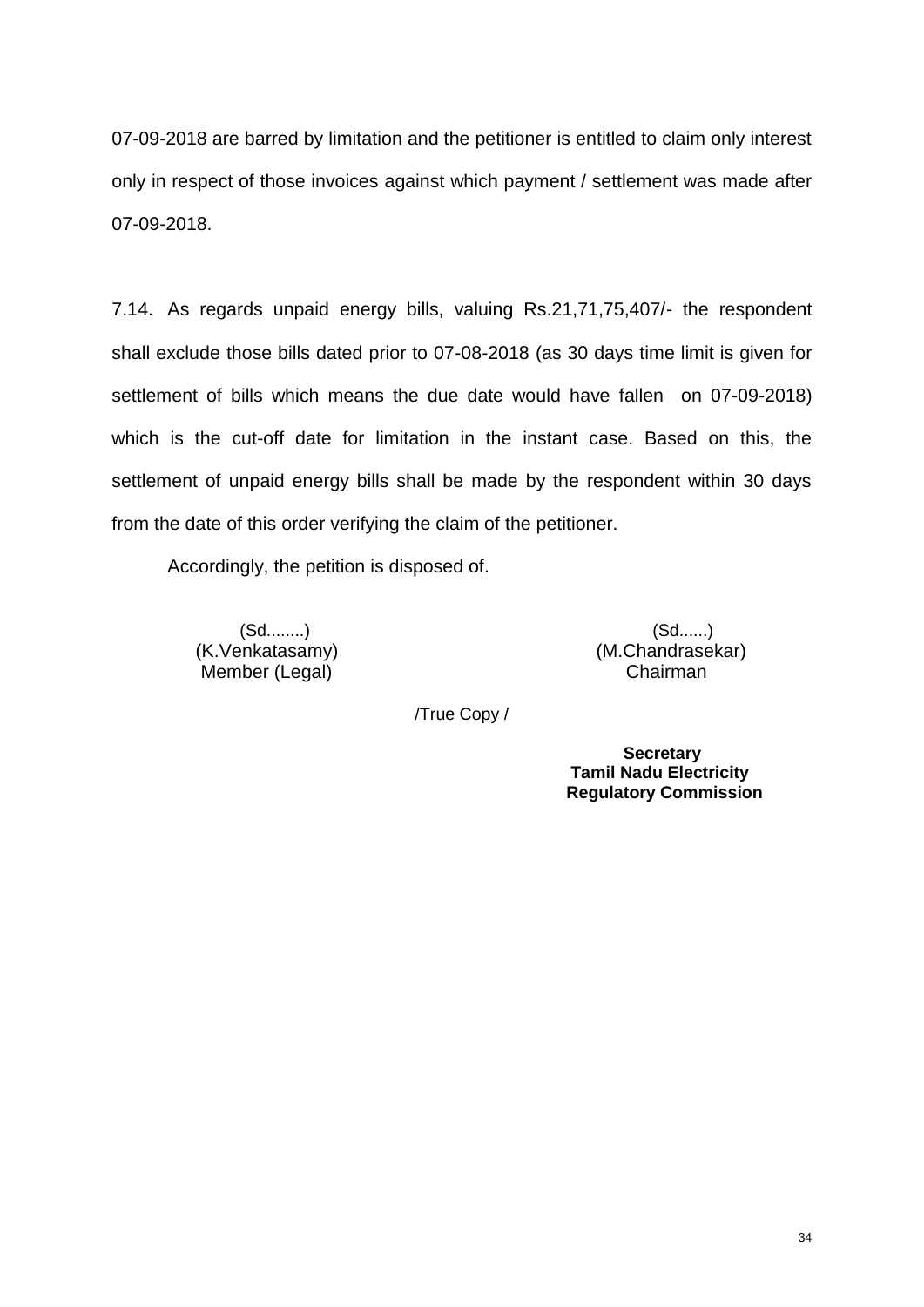07-09-2018 are barred by limitation and the petitioner is entitled to claim only interest only in respect of those invoices against which payment / settlement was made after 07-09-2018.

7.14. As regards unpaid energy bills, valuing Rs.21,71,75,407/- the respondent shall exclude those bills dated prior to 07-08-2018 (as 30 days time limit is given for settlement of bills which means the due date would have fallen on 07-09-2018) which is the cut-off date for limitation in the instant case. Based on this, the settlement of unpaid energy bills shall be made by the respondent within 30 days from the date of this order verifying the claim of the petitioner.

Accordingly, the petition is disposed of.

| | |
|---|---|
| (Sd........) | (Sd......) |
| (K.Venkatasamy) | (M.Chandrasekar) |
| Member (Legal) | Chairman |

/True Copy /

**Secretary**
**Tamil Nadu Electricity**
**Regulatory Commission**